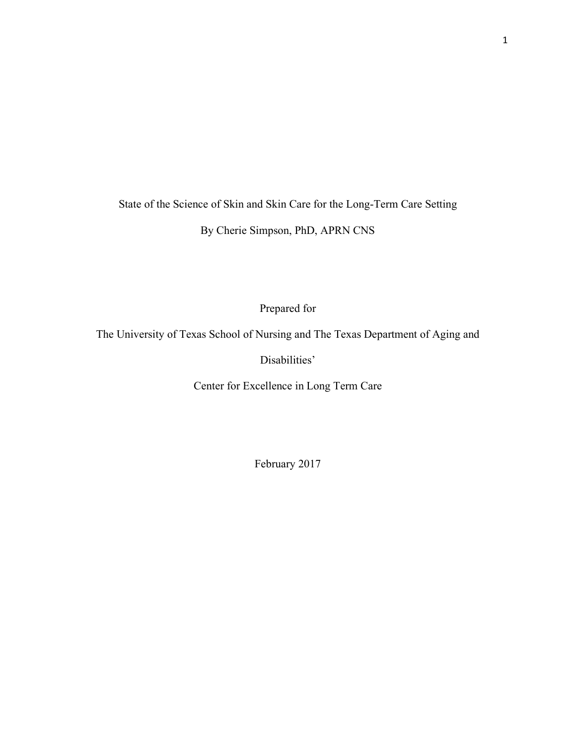# State of the Science of Skin and Skin Care for the Long-Term Care Setting

By Cherie Simpson, PhD, APRN CNS

Prepared for

The University of Texas School of Nursing and The Texas Department of Aging and Disabilities'

Center for Excellence in Long Term Care

February 2017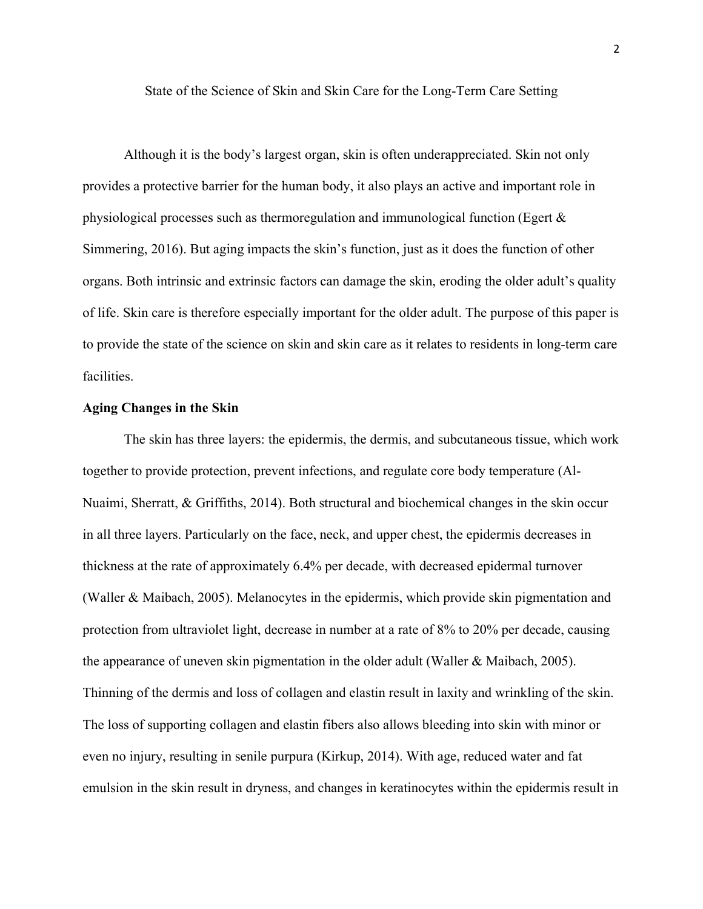State of the Science of Skin and Skin Care for the Long-Term Care Setting

Although it is the body's largest organ, skin is often underappreciated. Skin not only provides a protective barrier for the human body, it also plays an active and important role in physiological processes such as thermoregulation and immunological function (Egert & Simmering, 2016). But aging impacts the skin's function, just as it does the function of other organs. Both intrinsic and extrinsic factors can damage the skin, eroding the older adult's quality of life. Skin care is therefore especially important for the older adult. The purpose of this paper is to provide the state of the science on skin and skin care as it relates to residents in long-term care facilities.

**Aging Changes in the Skin**

The skin has three layers: the epidermis, the dermis, and subcutaneous tissue, which work together to provide protection, prevent infections, and regulate core body temperature (Al-Nuaimi, Sherratt, & Griffiths, 2014). Both structural and biochemical changes in the skin occur in all three layers. Particularly on the face, neck, and upper chest, the epidermis decreases in thickness at the rate of approximately 6.4% per decade, with decreased epidermal turnover (Waller & Maibach, 2005). Melanocytes in the epidermis, which provide skin pigmentation and protection from ultraviolet light, decrease in number at a rate of 8% to 20% per decade, causing the appearance of uneven skin pigmentation in the older adult (Waller & Maibach, 2005). Thinning of the dermis and loss of collagen and elastin result in laxity and wrinkling of the skin. The loss of supporting collagen and elastin fibers also allows bleeding into skin with minor or even no injury, resulting in senile purpura (Kirkup, 2014). With age, reduced water and fat emulsion in the skin result in dryness, and changes in keratinocytes within the epidermis result in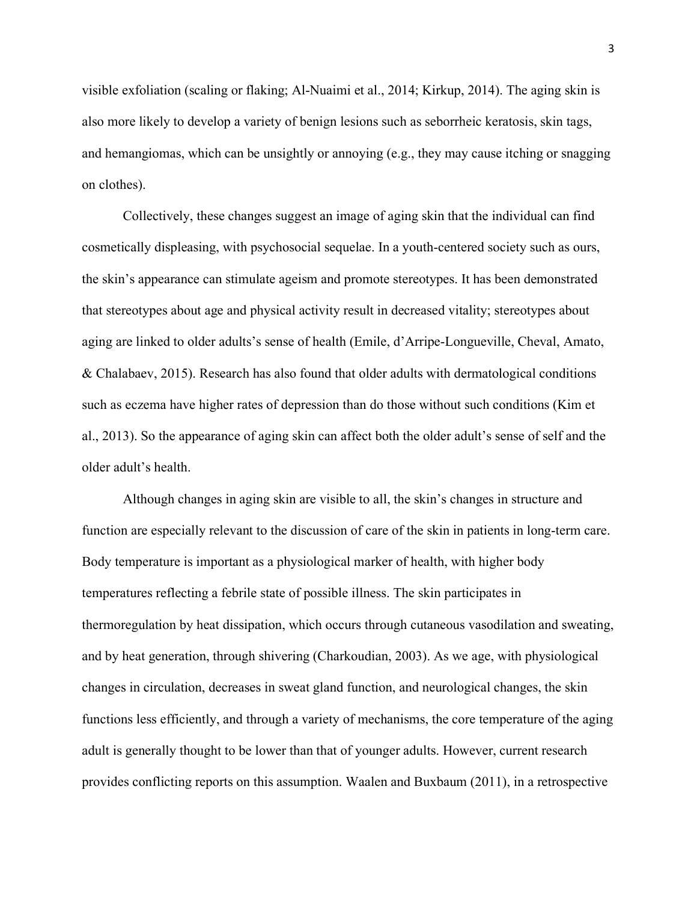visible exfoliation (scaling or flaking; Al-Nuaimi et al., 2014; Kirkup, 2014). The aging skin is also more likely to develop a variety of benign lesions such as seborrheic keratosis, skin tags, and hemangiomas, which can be unsightly or annoying (e.g., they may cause itching or snagging on clothes).

Collectively, these changes suggest an image of aging skin that the individual can find cosmetically displeasing, with psychosocial sequelae. In a youth-centered society such as ours, the skin's appearance can stimulate ageism and promote stereotypes. It has been demonstrated that stereotypes about age and physical activity result in decreased vitality; stereotypes about aging are linked to older adults's sense of health (Emile, d'Arripe-Longueville, Cheval, Amato, & Chalabaev, 2015). Research has also found that older adults with dermatological conditions such as eczema have higher rates of depression than do those without such conditions (Kim et al., 2013). So the appearance of aging skin can affect both the older adult's sense of self and the older adult's health.

Although changes in aging skin are visible to all, the skin's changes in structure and function are especially relevant to the discussion of care of the skin in patients in long-term care. Body temperature is important as a physiological marker of health, with higher body temperatures reflecting a febrile state of possible illness. The skin participates in thermoregulation by heat dissipation, which occurs through cutaneous vasodilation and sweating, and by heat generation, through shivering (Charkoudian, 2003). As we age, with physiological changes in circulation, decreases in sweat gland function, and neurological changes, the skin functions less efficiently, and through a variety of mechanisms, the core temperature of the aging adult is generally thought to be lower than that of younger adults. However, current research provides conflicting reports on this assumption. Waalen and Buxbaum (2011), in a retrospective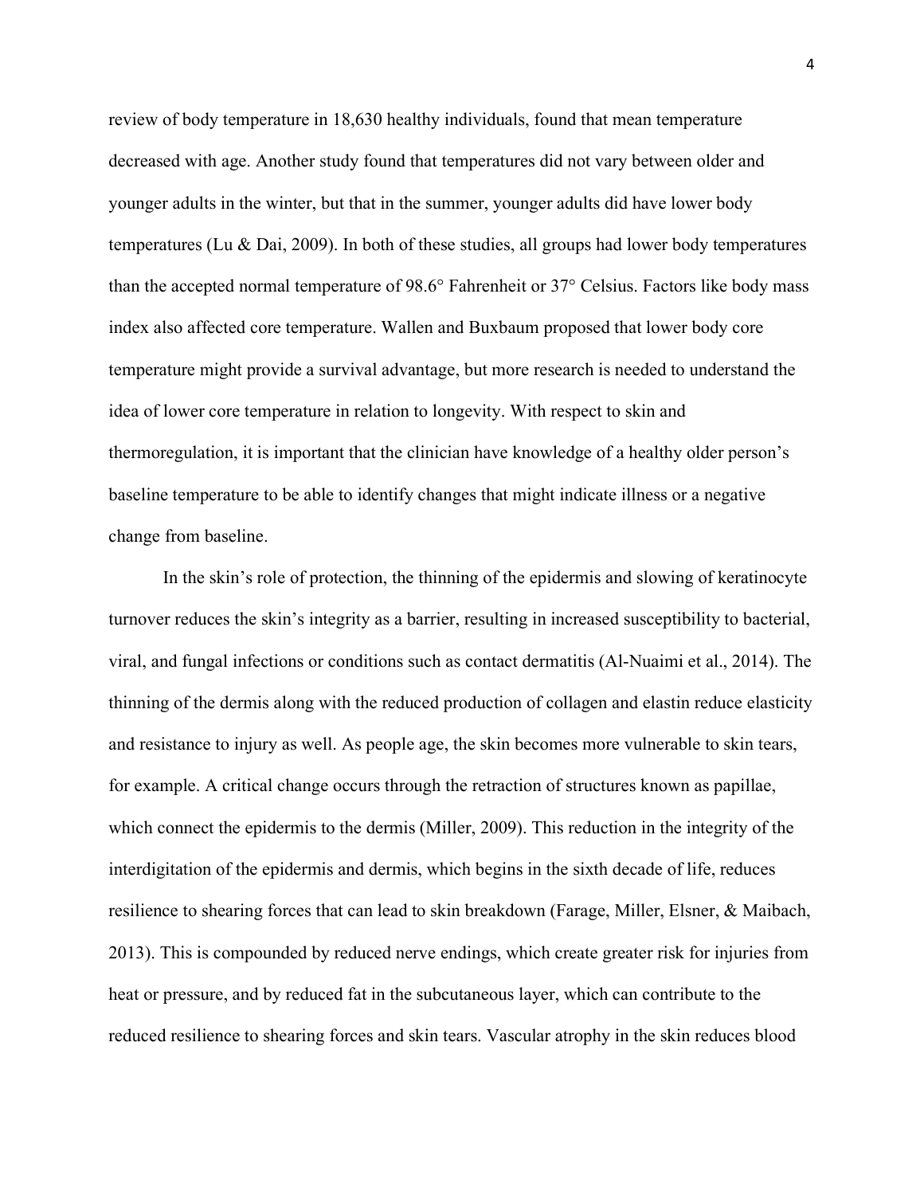review of body temperature in 18,630 healthy individuals, found that mean temperature decreased with age. Another study found that temperatures did not vary between older and younger adults in the winter, but that in the summer, younger adults did have lower body temperatures (Lu & Dai, 2009). In both of these studies, all groups had lower body temperatures than the accepted normal temperature of 98.6° Fahrenheit or 37° Celsius. Factors like body mass index also affected core temperature. Wallen and Buxbaum proposed that lower body core temperature might provide a survival advantage, but more research is needed to understand the idea of lower core temperature in relation to longevity. With respect to skin and thermoregulation, it is important that the clinician have knowledge of a healthy older person's baseline temperature to be able to identify changes that might indicate illness or a negative change from baseline.

In the skin's role of protection, the thinning of the epidermis and slowing of keratinocyte turnover reduces the skin's integrity as a barrier, resulting in increased susceptibility to bacterial, viral, and fungal infections or conditions such as contact dermatitis (Al-Nuaimi et al., 2014). The thinning of the dermis along with the reduced production of collagen and elastin reduce elasticity and resistance to injury as well. As people age, the skin becomes more vulnerable to skin tears, for example. A critical change occurs through the retraction of structures known as papillae, which connect the epidermis to the dermis (Miller, 2009). This reduction in the integrity of the interdigitation of the epidermis and dermis, which begins in the sixth decade of life, reduces resilience to shearing forces that can lead to skin breakdown (Farage, Miller, Elsner, & Maibach, 2013). This is compounded by reduced nerve endings, which create greater risk for injuries from heat or pressure, and by reduced fat in the subcutaneous layer, which can contribute to the reduced resilience to shearing forces and skin tears. Vascular atrophy in the skin reduces blood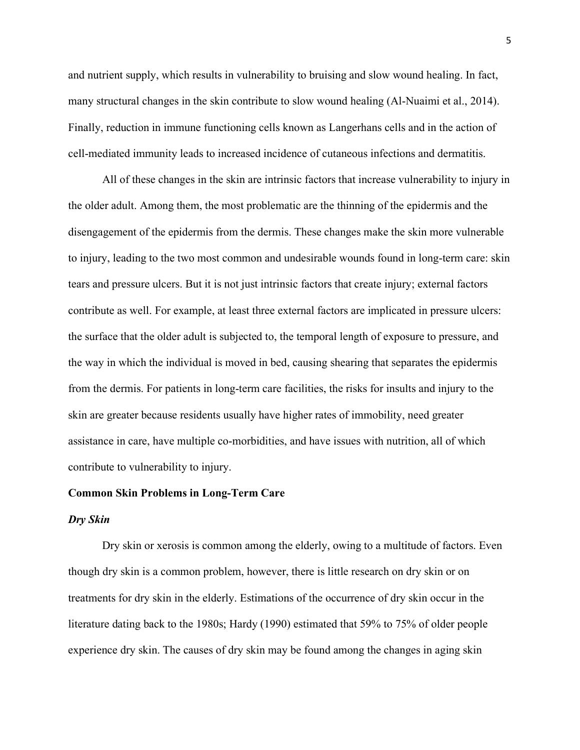and nutrient supply, which results in vulnerability to bruising and slow wound healing. In fact, many structural changes in the skin contribute to slow wound healing (Al-Nuaimi et al., 2014). Finally, reduction in immune functioning cells known as Langerhans cells and in the action of cell-mediated immunity leads to increased incidence of cutaneous infections and dermatitis.

All of these changes in the skin are intrinsic factors that increase vulnerability to injury in the older adult. Among them, the most problematic are the thinning of the epidermis and the disengagement of the epidermis from the dermis. These changes make the skin more vulnerable to injury, leading to the two most common and undesirable wounds found in long-term care: skin tears and pressure ulcers. But it is not just intrinsic factors that create injury; external factors contribute as well. For example, at least three external factors are implicated in pressure ulcers: the surface that the older adult is subjected to, the temporal length of exposure to pressure, and the way in which the individual is moved in bed, causing shearing that separates the epidermis from the dermis. For patients in long-term care facilities, the risks for insults and injury to the skin are greater because residents usually have higher rates of immobility, need greater assistance in care, have multiple co-morbidities, and have issues with nutrition, all of which contribute to vulnerability to injury.

## Common Skin Problems in Long-Term Care

### *Dry Skin*

Dry skin or xerosis is common among the elderly, owing to a multitude of factors. Even though dry skin is a common problem, however, there is little research on dry skin or on treatments for dry skin in the elderly. Estimations of the occurrence of dry skin occur in the literature dating back to the 1980s; Hardy (1990) estimated that 59% to 75% of older people experience dry skin. The causes of dry skin may be found among the changes in aging skin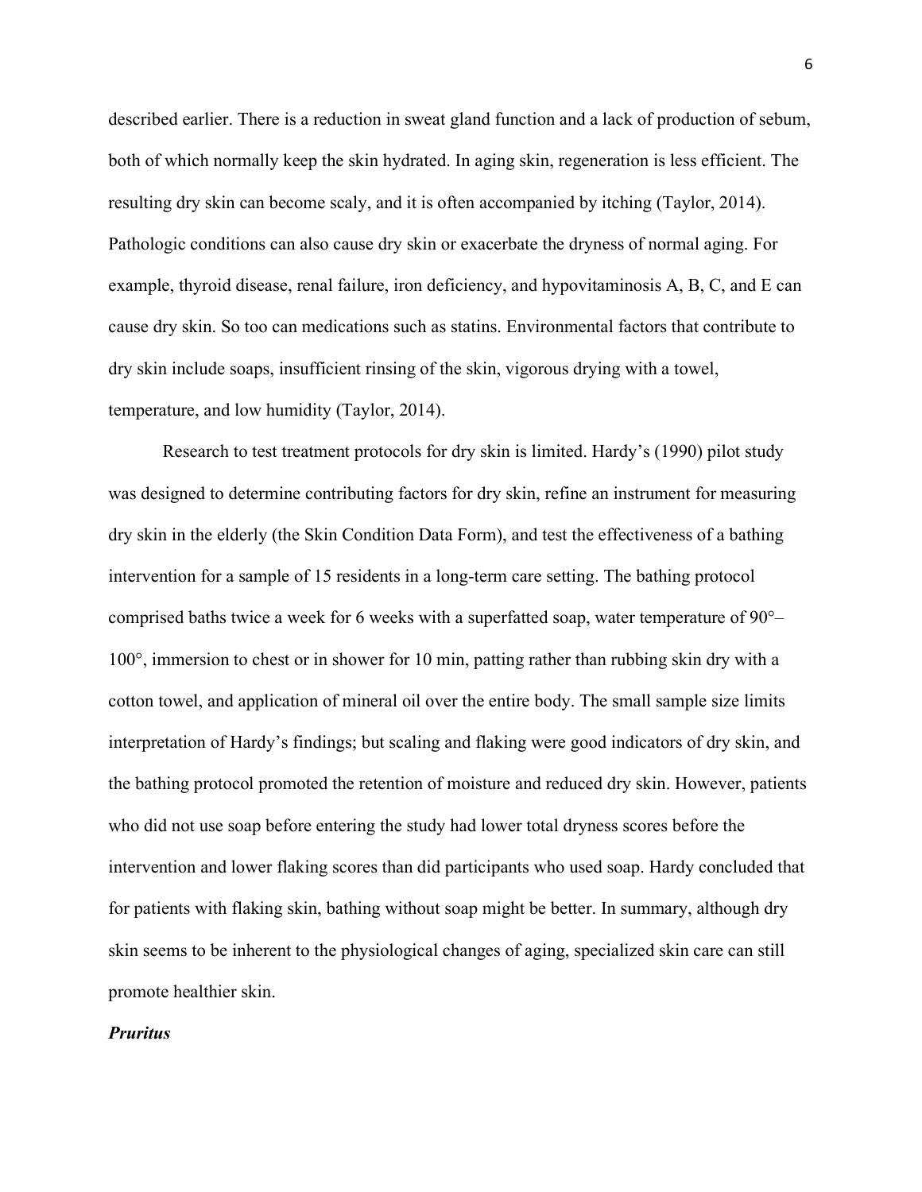described earlier. There is a reduction in sweat gland function and a lack of production of sebum, both of which normally keep the skin hydrated. In aging skin, regeneration is less efficient. The resulting dry skin can become scaly, and it is often accompanied by itching (Taylor, 2014). Pathologic conditions can also cause dry skin or exacerbate the dryness of normal aging. For example, thyroid disease, renal failure, iron deficiency, and hypovitaminosis A, B, C, and E can cause dry skin. So too can medications such as statins. Environmental factors that contribute to dry skin include soaps, insufficient rinsing of the skin, vigorous drying with a towel, temperature, and low humidity (Taylor, 2014).

Research to test treatment protocols for dry skin is limited. Hardy's (1990) pilot study was designed to determine contributing factors for dry skin, refine an instrument for measuring dry skin in the elderly (the Skin Condition Data Form), and test the effectiveness of a bathing intervention for a sample of 15 residents in a long-term care setting. The bathing protocol comprised baths twice a week for 6 weeks with a superfatted soap, water temperature of 90°–100°, immersion to chest or in shower for 10 min, patting rather than rubbing skin dry with a cotton towel, and application of mineral oil over the entire body. The small sample size limits interpretation of Hardy's findings; but scaling and flaking were good indicators of dry skin, and the bathing protocol promoted the retention of moisture and reduced dry skin. However, patients who did not use soap before entering the study had lower total dryness scores before the intervention and lower flaking scores than did participants who used soap. Hardy concluded that for patients with flaking skin, bathing without soap might be better. In summary, although dry skin seems to be inherent to the physiological changes of aging, specialized skin care can still promote healthier skin.

### ***Pruritus***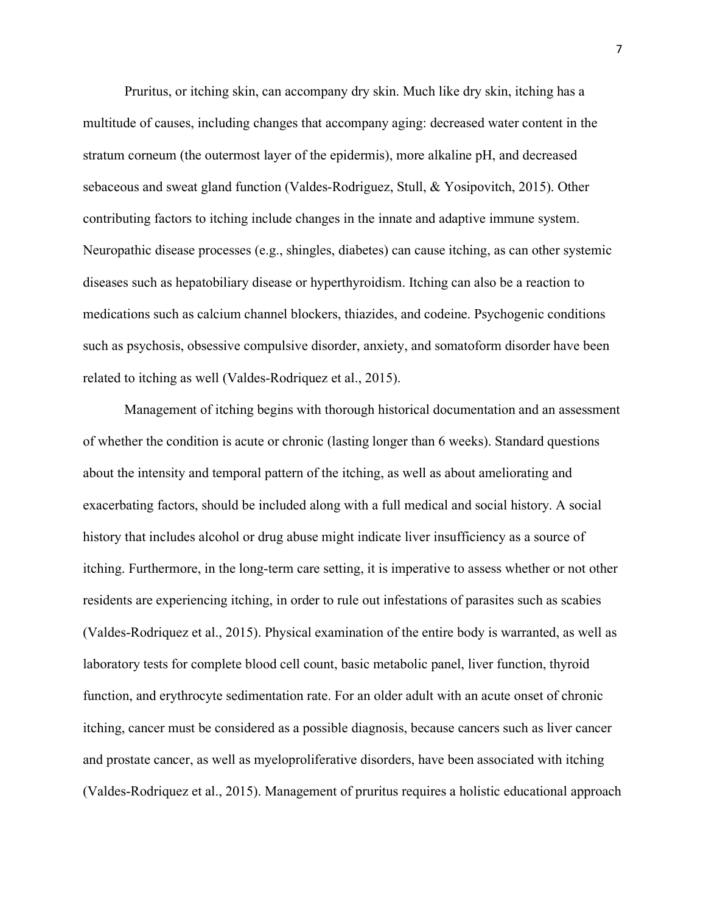Pruritus, or itching skin, can accompany dry skin. Much like dry skin, itching has a multitude of causes, including changes that accompany aging: decreased water content in the stratum corneum (the outermost layer of the epidermis), more alkaline pH, and decreased sebaceous and sweat gland function (Valdes-Rodriguez, Stull, & Yosipovitch, 2015). Other contributing factors to itching include changes in the innate and adaptive immune system. Neuropathic disease processes (e.g., shingles, diabetes) can cause itching, as can other systemic diseases such as hepatobiliary disease or hyperthyroidism. Itching can also be a reaction to medications such as calcium channel blockers, thiazides, and codeine. Psychogenic conditions such as psychosis, obsessive compulsive disorder, anxiety, and somatoform disorder have been related to itching as well (Valdes-Rodriquez et al., 2015).

Management of itching begins with thorough historical documentation and an assessment of whether the condition is acute or chronic (lasting longer than 6 weeks). Standard questions about the intensity and temporal pattern of the itching, as well as about ameliorating and exacerbating factors, should be included along with a full medical and social history. A social history that includes alcohol or drug abuse might indicate liver insufficiency as a source of itching. Furthermore, in the long-term care setting, it is imperative to assess whether or not other residents are experiencing itching, in order to rule out infestations of parasites such as scabies (Valdes-Rodriquez et al., 2015). Physical examination of the entire body is warranted, as well as laboratory tests for complete blood cell count, basic metabolic panel, liver function, thyroid function, and erythrocyte sedimentation rate. For an older adult with an acute onset of chronic itching, cancer must be considered as a possible diagnosis, because cancers such as liver cancer and prostate cancer, as well as myeloproliferative disorders, have been associated with itching (Valdes-Rodriquez et al., 2015). Management of pruritus requires a holistic educational approach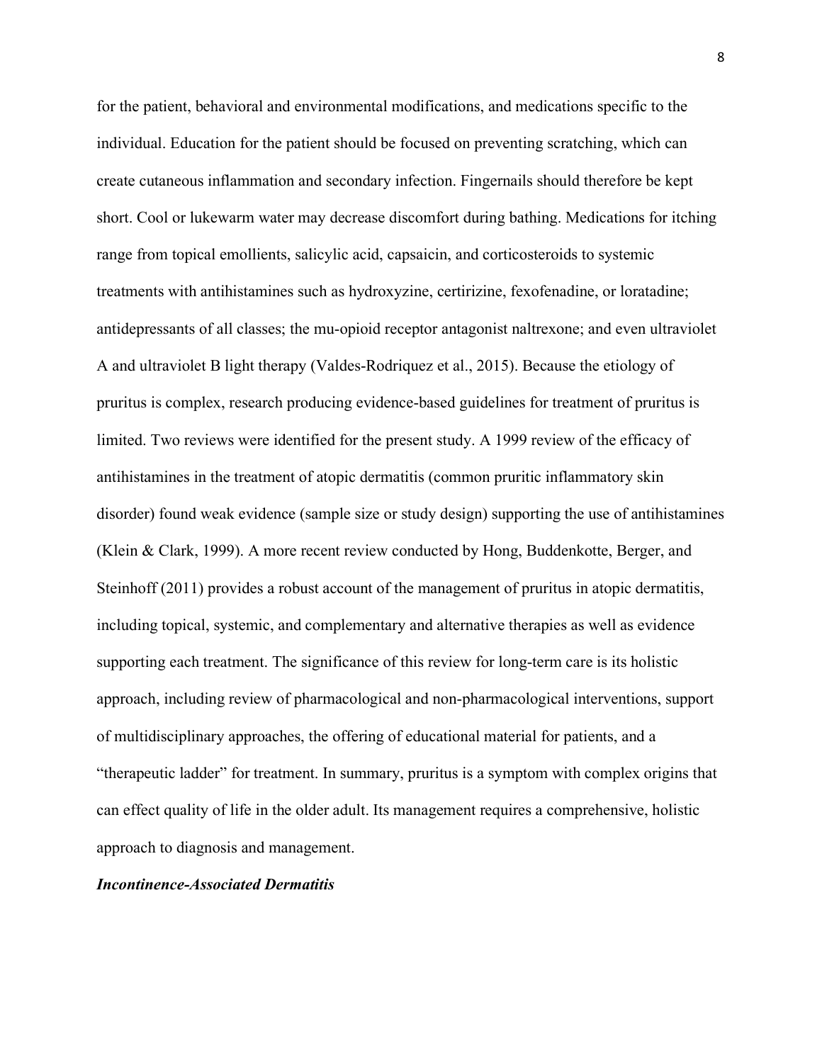for the patient, behavioral and environmental modifications, and medications specific to the individual. Education for the patient should be focused on preventing scratching, which can create cutaneous inflammation and secondary infection. Fingernails should therefore be kept short. Cool or lukewarm water may decrease discomfort during bathing. Medications for itching range from topical emollients, salicylic acid, capsaicin, and corticosteroids to systemic treatments with antihistamines such as hydroxyzine, certirizine, fexofenadine, or loratadine; antidepressants of all classes; the mu-opioid receptor antagonist naltrexone; and even ultraviolet A and ultraviolet B light therapy (Valdes-Rodriquez et al., 2015). Because the etiology of pruritus is complex, research producing evidence-based guidelines for treatment of pruritus is limited. Two reviews were identified for the present study. A 1999 review of the efficacy of antihistamines in the treatment of atopic dermatitis (common pruritic inflammatory skin disorder) found weak evidence (sample size or study design) supporting the use of antihistamines (Klein & Clark, 1999). A more recent review conducted by Hong, Buddenkotte, Berger, and Steinhoff (2011) provides a robust account of the management of pruritus in atopic dermatitis, including topical, systemic, and complementary and alternative therapies as well as evidence supporting each treatment. The significance of this review for long-term care is its holistic approach, including review of pharmacological and non-pharmacological interventions, support of multidisciplinary approaches, the offering of educational material for patients, and a "therapeutic ladder" for treatment. In summary, pruritus is a symptom with complex origins that can effect quality of life in the older adult. Its management requires a comprehensive, holistic approach to diagnosis and management.

### *Incontinence-Associated Dermatitis*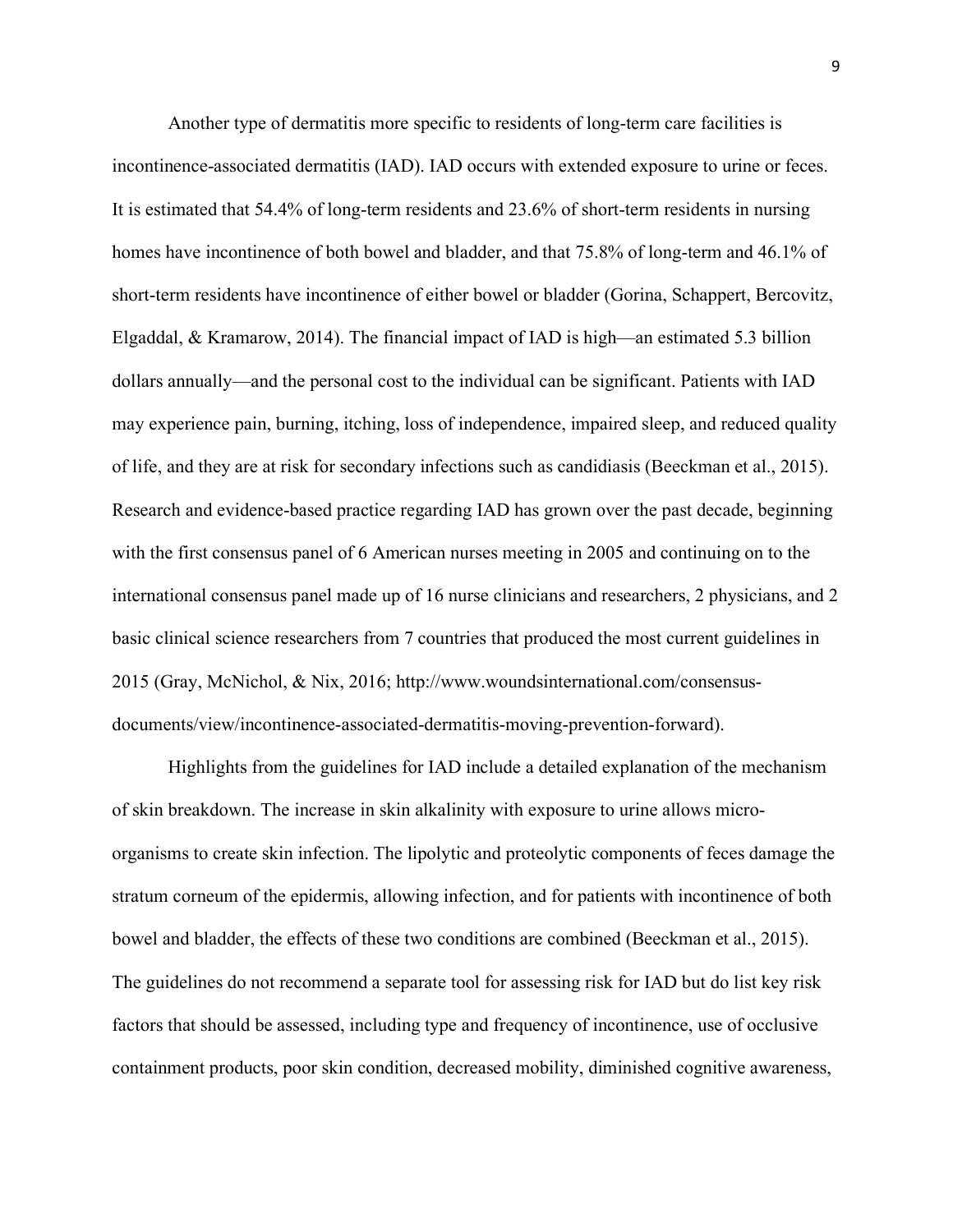Another type of dermatitis more specific to residents of long-term care facilities is incontinence-associated dermatitis (IAD). IAD occurs with extended exposure to urine or feces. It is estimated that 54.4% of long-term residents and 23.6% of short-term residents in nursing homes have incontinence of both bowel and bladder, and that 75.8% of long-term and 46.1% of short-term residents have incontinence of either bowel or bladder (Gorina, Schappert, Bercovitz, Elgaddal, & Kramarow, 2014). The financial impact of IAD is high—an estimated 5.3 billion dollars annually—and the personal cost to the individual can be significant. Patients with IAD may experience pain, burning, itching, loss of independence, impaired sleep, and reduced quality of life, and they are at risk for secondary infections such as candidiasis (Beeckman et al., 2015). Research and evidence-based practice regarding IAD has grown over the past decade, beginning with the first consensus panel of 6 American nurses meeting in 2005 and continuing on to the international consensus panel made up of 16 nurse clinicians and researchers, 2 physicians, and 2 basic clinical science researchers from 7 countries that produced the most current guidelines in 2015 (Gray, McNichol, & Nix, 2016; http://www.woundsinternational.com/consensus-documents/view/incontinence-associated-dermatitis-moving-prevention-forward).

Highlights from the guidelines for IAD include a detailed explanation of the mechanism of skin breakdown. The increase in skin alkalinity with exposure to urine allows micro-organisms to create skin infection. The lipolytic and proteolytic components of feces damage the stratum corneum of the epidermis, allowing infection, and for patients with incontinence of both bowel and bladder, the effects of these two conditions are combined (Beeckman et al., 2015). The guidelines do not recommend a separate tool for assessing risk for IAD but do list key risk factors that should be assessed, including type and frequency of incontinence, use of occlusive containment products, poor skin condition, decreased mobility, diminished cognitive awareness,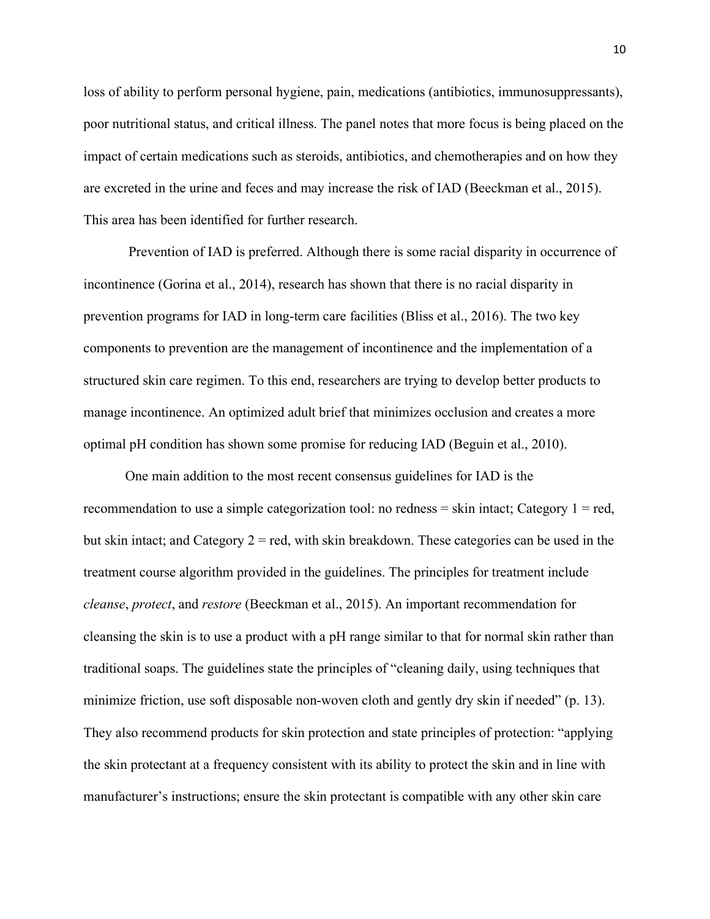loss of ability to perform personal hygiene, pain, medications (antibiotics, immunosuppressants), poor nutritional status, and critical illness. The panel notes that more focus is being placed on the impact of certain medications such as steroids, antibiotics, and chemotherapies and on how they are excreted in the urine and feces and may increase the risk of IAD (Beeckman et al., 2015). This area has been identified for further research.

Prevention of IAD is preferred. Although there is some racial disparity in occurrence of incontinence (Gorina et al., 2014), research has shown that there is no racial disparity in prevention programs for IAD in long-term care facilities (Bliss et al., 2016). The two key components to prevention are the management of incontinence and the implementation of a structured skin care regimen. To this end, researchers are trying to develop better products to manage incontinence. An optimized adult brief that minimizes occlusion and creates a more optimal pH condition has shown some promise for reducing IAD (Beguin et al., 2010).

One main addition to the most recent consensus guidelines for IAD is the recommendation to use a simple categorization tool: no redness = skin intact; Category 1 = red, but skin intact; and Category 2 = red, with skin breakdown. These categories can be used in the treatment course algorithm provided in the guidelines. The principles for treatment include *cleanse*, *protect*, and *restore* (Beeckman et al., 2015). An important recommendation for cleansing the skin is to use a product with a pH range similar to that for normal skin rather than traditional soaps. The guidelines state the principles of "cleaning daily, using techniques that minimize friction, use soft disposable non-woven cloth and gently dry skin if needed" (p. 13). They also recommend products for skin protection and state principles of protection: "applying the skin protectant at a frequency consistent with its ability to protect the skin and in line with manufacturer's instructions; ensure the skin protectant is compatible with any other skin care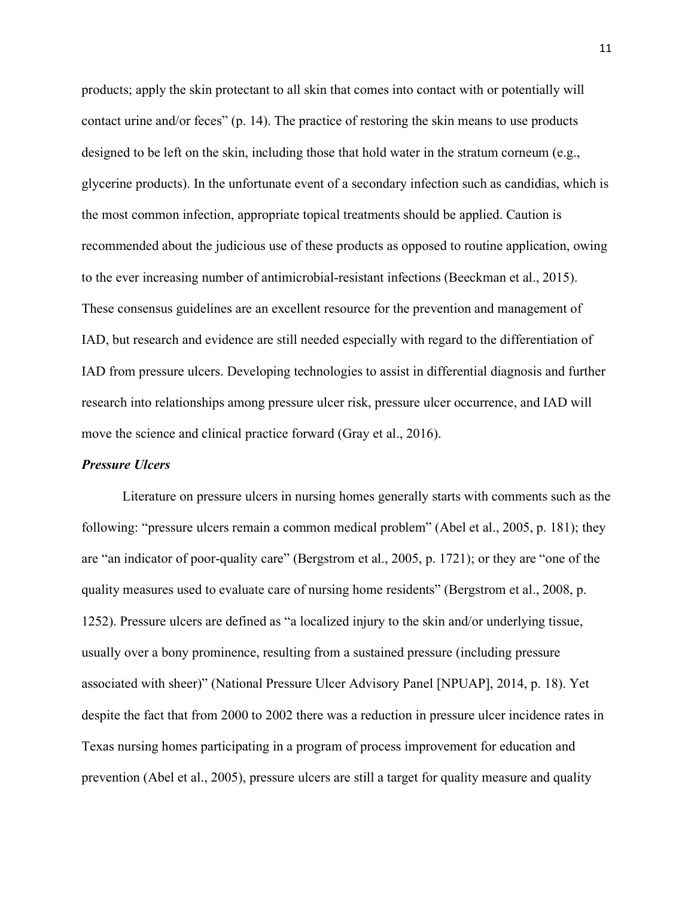products; apply the skin protectant to all skin that comes into contact with or potentially will contact urine and/or feces" (p. 14). The practice of restoring the skin means to use products designed to be left on the skin, including those that hold water in the stratum corneum (e.g., glycerine products). In the unfortunate event of a secondary infection such as candidias, which is the most common infection, appropriate topical treatments should be applied. Caution is recommended about the judicious use of these products as opposed to routine application, owing to the ever increasing number of antimicrobial-resistant infections (Beeckman et al., 2015). These consensus guidelines are an excellent resource for the prevention and management of IAD, but research and evidence are still needed especially with regard to the differentiation of IAD from pressure ulcers. Developing technologies to assist in differential diagnosis and further research into relationships among pressure ulcer risk, pressure ulcer occurrence, and IAD will move the science and clinical practice forward (Gray et al., 2016).

### *Pressure Ulcers*

Literature on pressure ulcers in nursing homes generally starts with comments such as the following: "pressure ulcers remain a common medical problem" (Abel et al., 2005, p. 181); they are "an indicator of poor-quality care" (Bergstrom et al., 2005, p. 1721); or they are "one of the quality measures used to evaluate care of nursing home residents" (Bergstrom et al., 2008, p. 1252). Pressure ulcers are defined as "a localized injury to the skin and/or underlying tissue, usually over a bony prominence, resulting from a sustained pressure (including pressure associated with sheer)" (National Pressure Ulcer Advisory Panel [NPUAP], 2014, p. 18). Yet despite the fact that from 2000 to 2002 there was a reduction in pressure ulcer incidence rates in Texas nursing homes participating in a program of process improvement for education and prevention (Abel et al., 2005), pressure ulcers are still a target for quality measure and quality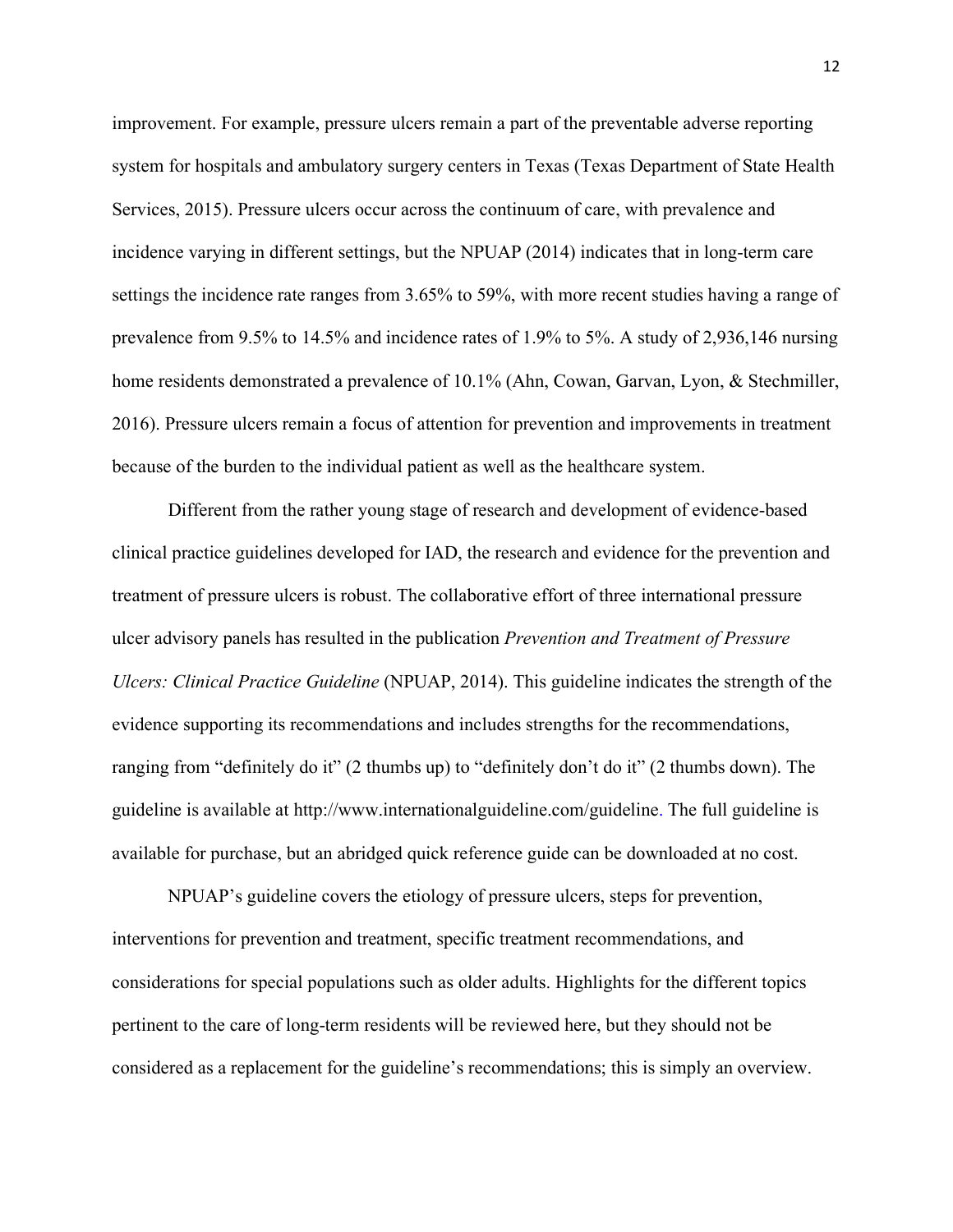improvement. For example, pressure ulcers remain a part of the preventable adverse reporting system for hospitals and ambulatory surgery centers in Texas (Texas Department of State Health Services, 2015). Pressure ulcers occur across the continuum of care, with prevalence and incidence varying in different settings, but the NPUAP (2014) indicates that in long-term care settings the incidence rate ranges from 3.65% to 59%, with more recent studies having a range of prevalence from 9.5% to 14.5% and incidence rates of 1.9% to 5%. A study of 2,936,146 nursing home residents demonstrated a prevalence of 10.1% (Ahn, Cowan, Garvan, Lyon, & Stechmiller, 2016). Pressure ulcers remain a focus of attention for prevention and improvements in treatment because of the burden to the individual patient as well as the healthcare system.

Different from the rather young stage of research and development of evidence-based clinical practice guidelines developed for IAD, the research and evidence for the prevention and treatment of pressure ulcers is robust. The collaborative effort of three international pressure ulcer advisory panels has resulted in the publication *Prevention and Treatment of Pressure Ulcers: Clinical Practice Guideline* (NPUAP, 2014). This guideline indicates the strength of the evidence supporting its recommendations and includes strengths for the recommendations, ranging from "definitely do it" (2 thumbs up) to "definitely don't do it" (2 thumbs down). The guideline is available at http://www.internationalguideline.com/guideline. The full guideline is available for purchase, but an abridged quick reference guide can be downloaded at no cost.

NPUAP's guideline covers the etiology of pressure ulcers, steps for prevention, interventions for prevention and treatment, specific treatment recommendations, and considerations for special populations such as older adults. Highlights for the different topics pertinent to the care of long-term residents will be reviewed here, but they should not be considered as a replacement for the guideline's recommendations; this is simply an overview.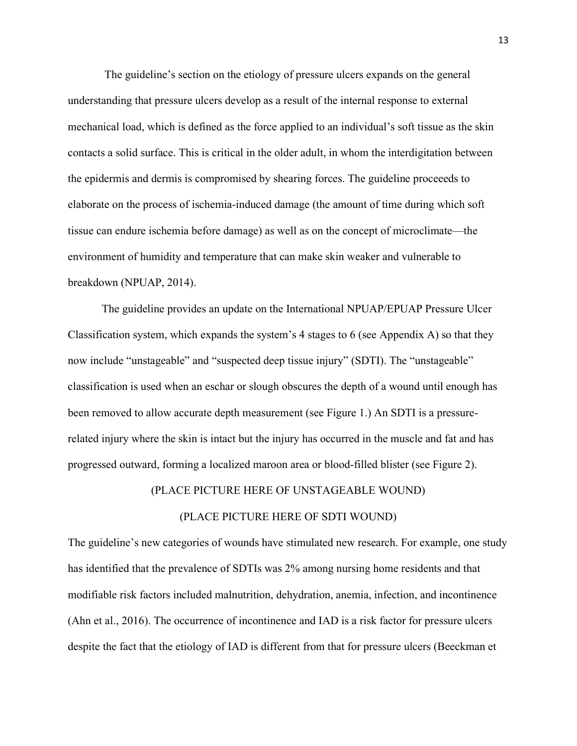The guideline's section on the etiology of pressure ulcers expands on the general understanding that pressure ulcers develop as a result of the internal response to external mechanical load, which is defined as the force applied to an individual's soft tissue as the skin contacts a solid surface. This is critical in the older adult, in whom the interdigitation between the epidermis and dermis is compromised by shearing forces. The guideline proceeeds to elaborate on the process of ischemia-induced damage (the amount of time during which soft tissue can endure ischemia before damage) as well as on the concept of microclimate—the environment of humidity and temperature that can make skin weaker and vulnerable to breakdown (NPUAP, 2014).

The guideline provides an update on the International NPUAP/EPUAP Pressure Ulcer Classification system, which expands the system's 4 stages to 6 (see Appendix A) so that they now include "unstageable" and "suspected deep tissue injury" (SDTI). The "unstageable" classification is used when an eschar or slough obscures the depth of a wound until enough has been removed to allow accurate depth measurement (see Figure 1.) An SDTI is a pressure-related injury where the skin is intact but the injury has occurred in the muscle and fat and has progressed outward, forming a localized maroon area or blood-filled blister (see Figure 2).

(PLACE PICTURE HERE OF UNSTAGEABLE WOUND)

(PLACE PICTURE HERE OF SDTI WOUND)

The guideline's new categories of wounds have stimulated new research. For example, one study has identified that the prevalence of SDTIs was 2% among nursing home residents and that modifiable risk factors included malnutrition, dehydration, anemia, infection, and incontinence (Ahn et al., 2016). The occurrence of incontinence and IAD is a risk factor for pressure ulcers despite the fact that the etiology of IAD is different from that for pressure ulcers (Beeckman et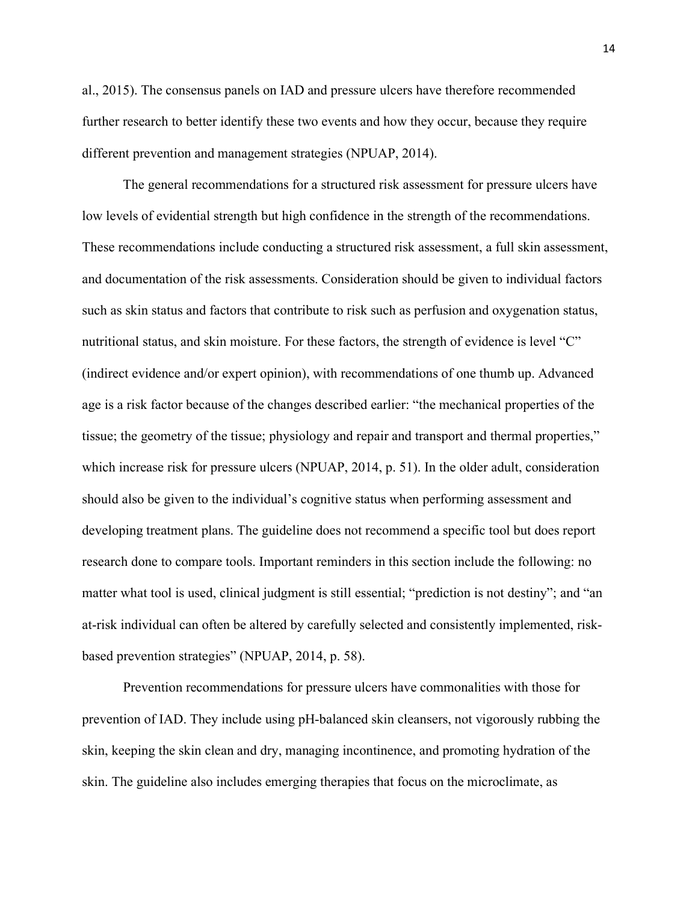al., 2015). The consensus panels on IAD and pressure ulcers have therefore recommended further research to better identify these two events and how they occur, because they require different prevention and management strategies (NPUAP, 2014).

The general recommendations for a structured risk assessment for pressure ulcers have low levels of evidential strength but high confidence in the strength of the recommendations. These recommendations include conducting a structured risk assessment, a full skin assessment, and documentation of the risk assessments. Consideration should be given to individual factors such as skin status and factors that contribute to risk such as perfusion and oxygenation status, nutritional status, and skin moisture. For these factors, the strength of evidence is level "C" (indirect evidence and/or expert opinion), with recommendations of one thumb up. Advanced age is a risk factor because of the changes described earlier: "the mechanical properties of the tissue; the geometry of the tissue; physiology and repair and transport and thermal properties," which increase risk for pressure ulcers (NPUAP, 2014, p. 51). In the older adult, consideration should also be given to the individual's cognitive status when performing assessment and developing treatment plans. The guideline does not recommend a specific tool but does report research done to compare tools. Important reminders in this section include the following: no matter what tool is used, clinical judgment is still essential; "prediction is not destiny"; and "an at-risk individual can often be altered by carefully selected and consistently implemented, risk-based prevention strategies" (NPUAP, 2014, p. 58).

Prevention recommendations for pressure ulcers have commonalities with those for prevention of IAD. They include using pH-balanced skin cleansers, not vigorously rubbing the skin, keeping the skin clean and dry, managing incontinence, and promoting hydration of the skin. The guideline also includes emerging therapies that focus on the microclimate, as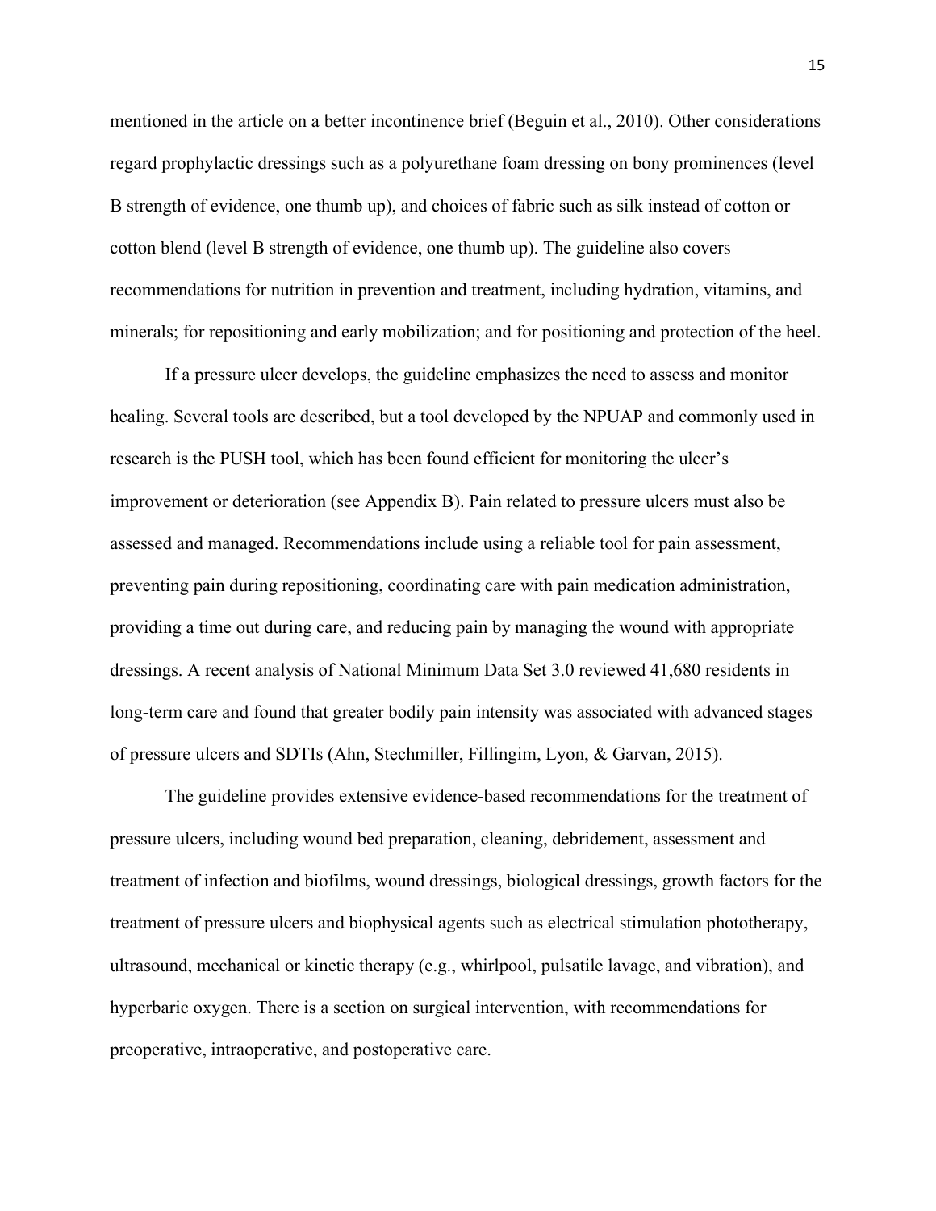mentioned in the article on a better incontinence brief (Beguin et al., 2010). Other considerations regard prophylactic dressings such as a polyurethane foam dressing on bony prominences (level B strength of evidence, one thumb up), and choices of fabric such as silk instead of cotton or cotton blend (level B strength of evidence, one thumb up). The guideline also covers recommendations for nutrition in prevention and treatment, including hydration, vitamins, and minerals; for repositioning and early mobilization; and for positioning and protection of the heel.

If a pressure ulcer develops, the guideline emphasizes the need to assess and monitor healing. Several tools are described, but a tool developed by the NPUAP and commonly used in research is the PUSH tool, which has been found efficient for monitoring the ulcer's improvement or deterioration (see Appendix B). Pain related to pressure ulcers must also be assessed and managed. Recommendations include using a reliable tool for pain assessment, preventing pain during repositioning, coordinating care with pain medication administration, providing a time out during care, and reducing pain by managing the wound with appropriate dressings. A recent analysis of National Minimum Data Set 3.0 reviewed 41,680 residents in long-term care and found that greater bodily pain intensity was associated with advanced stages of pressure ulcers and SDTIs (Ahn, Stechmiller, Fillingim, Lyon, & Garvan, 2015).

The guideline provides extensive evidence-based recommendations for the treatment of pressure ulcers, including wound bed preparation, cleaning, debridement, assessment and treatment of infection and biofilms, wound dressings, biological dressings, growth factors for the treatment of pressure ulcers and biophysical agents such as electrical stimulation phototherapy, ultrasound, mechanical or kinetic therapy (e.g., whirlpool, pulsatile lavage, and vibration), and hyperbaric oxygen. There is a section on surgical intervention, with recommendations for preoperative, intraoperative, and postoperative care.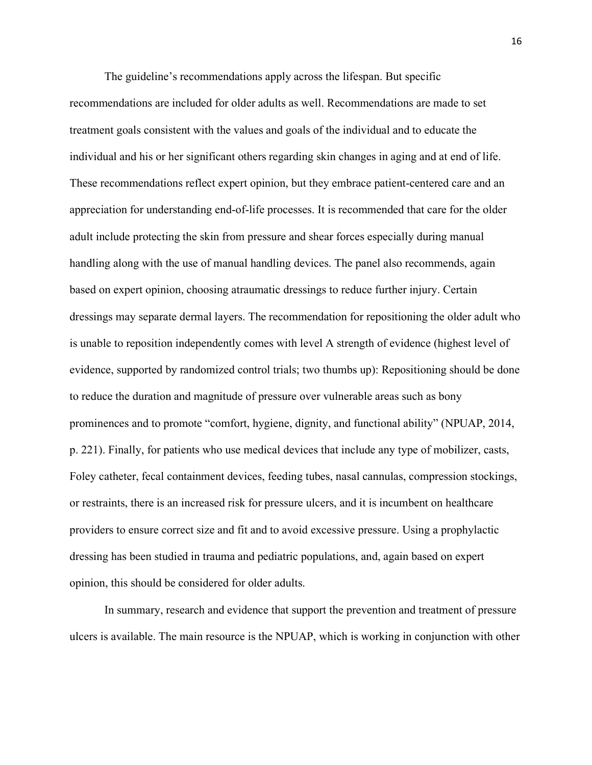The guideline's recommendations apply across the lifespan. But specific recommendations are included for older adults as well. Recommendations are made to set treatment goals consistent with the values and goals of the individual and to educate the individual and his or her significant others regarding skin changes in aging and at end of life. These recommendations reflect expert opinion, but they embrace patient-centered care and an appreciation for understanding end-of-life processes. It is recommended that care for the older adult include protecting the skin from pressure and shear forces especially during manual handling along with the use of manual handling devices. The panel also recommends, again based on expert opinion, choosing atraumatic dressings to reduce further injury. Certain dressings may separate dermal layers. The recommendation for repositioning the older adult who is unable to reposition independently comes with level A strength of evidence (highest level of evidence, supported by randomized control trials; two thumbs up): Repositioning should be done to reduce the duration and magnitude of pressure over vulnerable areas such as bony prominences and to promote "comfort, hygiene, dignity, and functional ability" (NPUAP, 2014, p. 221). Finally, for patients who use medical devices that include any type of mobilizer, casts, Foley catheter, fecal containment devices, feeding tubes, nasal cannulas, compression stockings, or restraints, there is an increased risk for pressure ulcers, and it is incumbent on healthcare providers to ensure correct size and fit and to avoid excessive pressure. Using a prophylactic dressing has been studied in trauma and pediatric populations, and, again based on expert opinion, this should be considered for older adults.

In summary, research and evidence that support the prevention and treatment of pressure ulcers is available. The main resource is the NPUAP, which is working in conjunction with other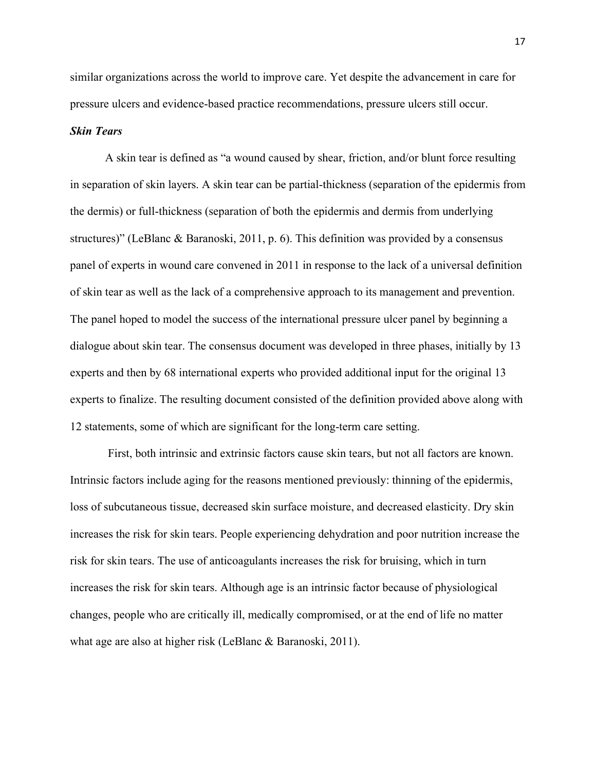similar organizations across the world to improve care. Yet despite the advancement in care for pressure ulcers and evidence-based practice recommendations, pressure ulcers still occur.

***Skin Tears***

A skin tear is defined as “a wound caused by shear, friction, and/or blunt force resulting in separation of skin layers. A skin tear can be partial-thickness (separation of the epidermis from the dermis) or full-thickness (separation of both the epidermis and dermis from underlying structures)” (LeBlanc & Baranoski, 2011, p. 6). This definition was provided by a consensus panel of experts in wound care convened in 2011 in response to the lack of a universal definition of skin tear as well as the lack of a comprehensive approach to its management and prevention. The panel hoped to model the success of the international pressure ulcer panel by beginning a dialogue about skin tear. The consensus document was developed in three phases, initially by 13 experts and then by 68 international experts who provided additional input for the original 13 experts to finalize. The resulting document consisted of the definition provided above along with 12 statements, some of which are significant for the long-term care setting.

First, both intrinsic and extrinsic factors cause skin tears, but not all factors are known. Intrinsic factors include aging for the reasons mentioned previously: thinning of the epidermis, loss of subcutaneous tissue, decreased skin surface moisture, and decreased elasticity. Dry skin increases the risk for skin tears. People experiencing dehydration and poor nutrition increase the risk for skin tears. The use of anticoagulants increases the risk for bruising, which in turn increases the risk for skin tears. Although age is an intrinsic factor because of physiological changes, people who are critically ill, medically compromised, or at the end of life no matter what age are also at higher risk (LeBlanc & Baranoski, 2011).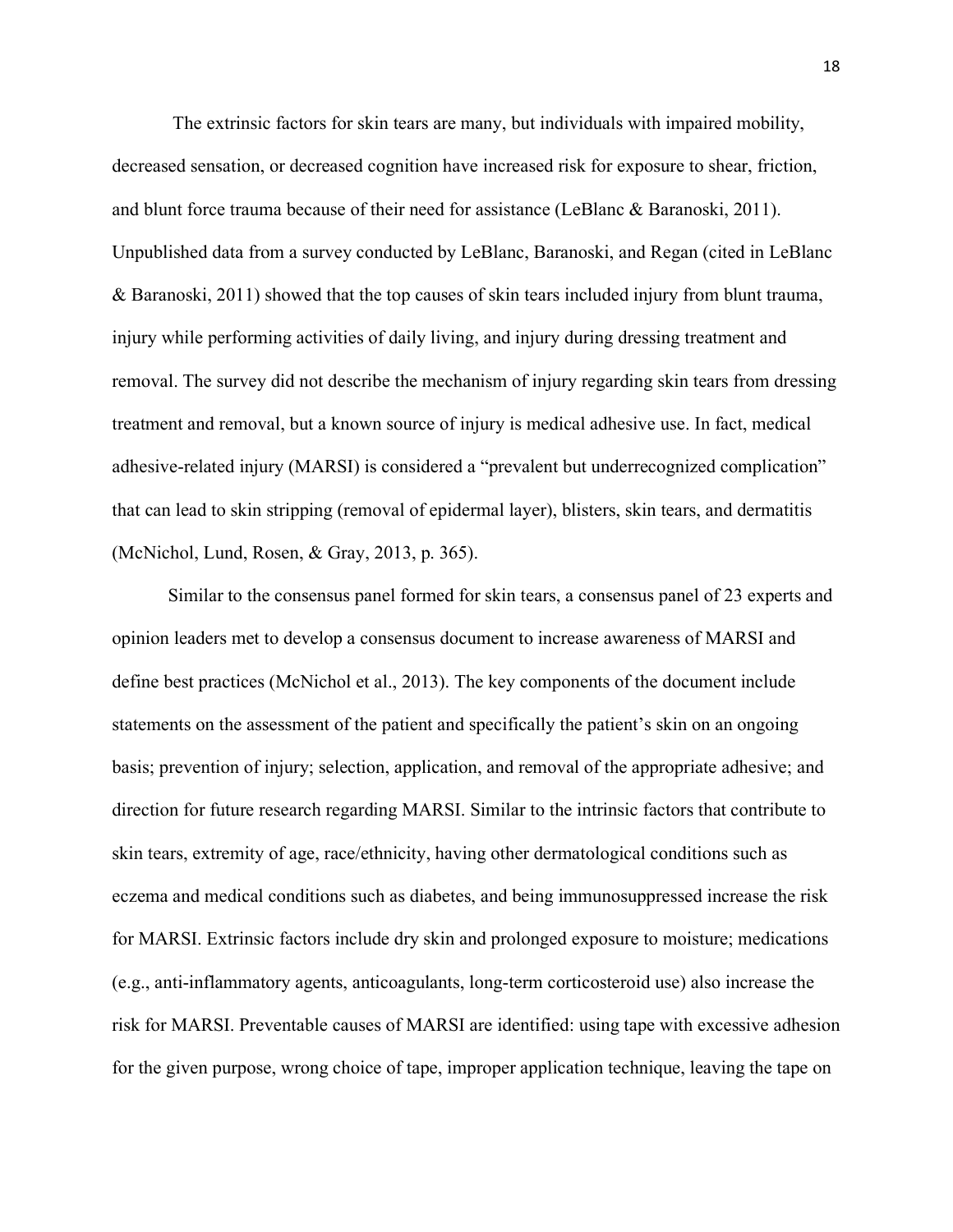The extrinsic factors for skin tears are many, but individuals with impaired mobility, decreased sensation, or decreased cognition have increased risk for exposure to shear, friction, and blunt force trauma because of their need for assistance (LeBlanc & Baranoski, 2011). Unpublished data from a survey conducted by LeBlanc, Baranoski, and Regan (cited in LeBlanc & Baranoski, 2011) showed that the top causes of skin tears included injury from blunt trauma, injury while performing activities of daily living, and injury during dressing treatment and removal. The survey did not describe the mechanism of injury regarding skin tears from dressing treatment and removal, but a known source of injury is medical adhesive use. In fact, medical adhesive-related injury (MARSI) is considered a "prevalent but underrecognized complication" that can lead to skin stripping (removal of epidermal layer), blisters, skin tears, and dermatitis (McNichol, Lund, Rosen, & Gray, 2013, p. 365).

Similar to the consensus panel formed for skin tears, a consensus panel of 23 experts and opinion leaders met to develop a consensus document to increase awareness of MARSI and define best practices (McNichol et al., 2013). The key components of the document include statements on the assessment of the patient and specifically the patient's skin on an ongoing basis; prevention of injury; selection, application, and removal of the appropriate adhesive; and direction for future research regarding MARSI. Similar to the intrinsic factors that contribute to skin tears, extremity of age, race/ethnicity, having other dermatological conditions such as eczema and medical conditions such as diabetes, and being immunosuppressed increase the risk for MARSI. Extrinsic factors include dry skin and prolonged exposure to moisture; medications (e.g., anti-inflammatory agents, anticoagulants, long-term corticosteroid use) also increase the risk for MARSI. Preventable causes of MARSI are identified: using tape with excessive adhesion for the given purpose, wrong choice of tape, improper application technique, leaving the tape on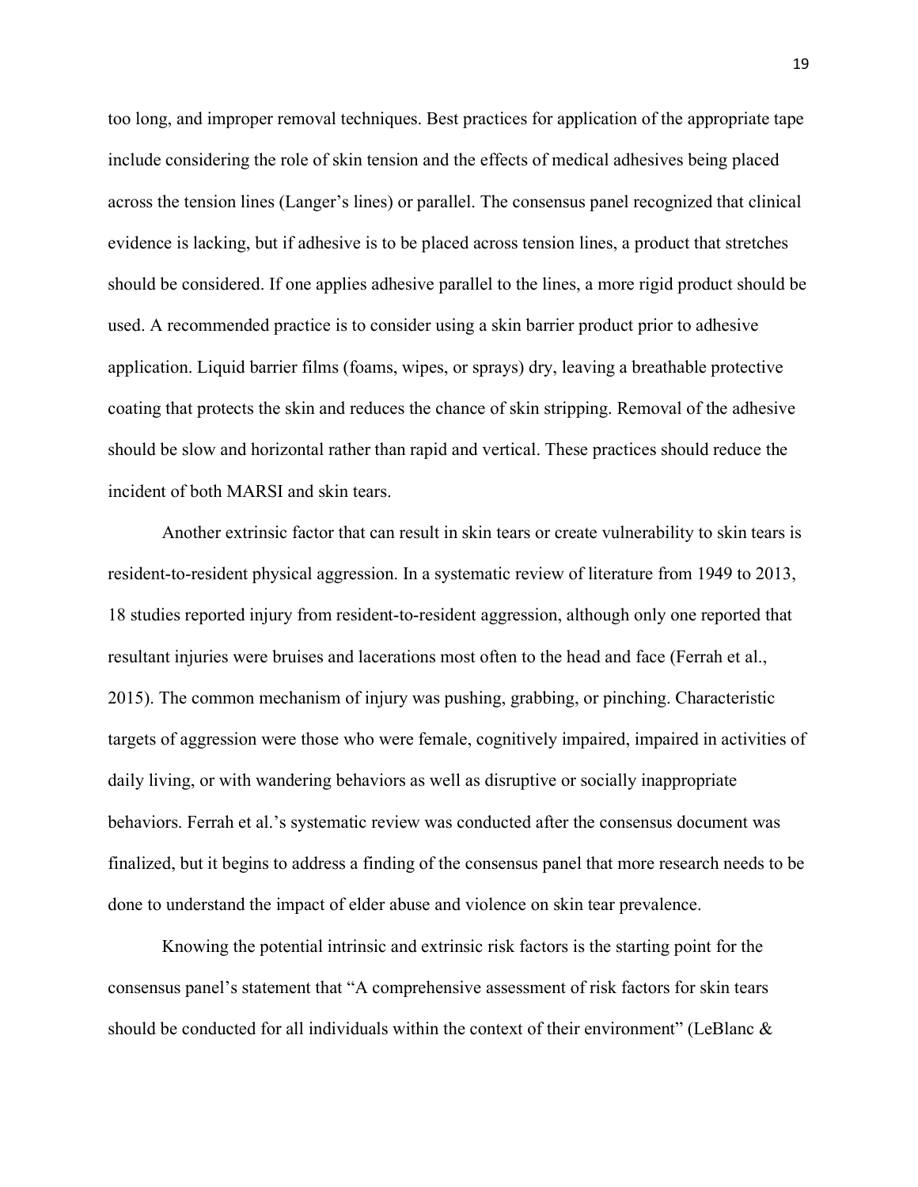too long, and improper removal techniques. Best practices for application of the appropriate tape include considering the role of skin tension and the effects of medical adhesives being placed across the tension lines (Langer's lines) or parallel. The consensus panel recognized that clinical evidence is lacking, but if adhesive is to be placed across tension lines, a product that stretches should be considered. If one applies adhesive parallel to the lines, a more rigid product should be used. A recommended practice is to consider using a skin barrier product prior to adhesive application. Liquid barrier films (foams, wipes, or sprays) dry, leaving a breathable protective coating that protects the skin and reduces the chance of skin stripping. Removal of the adhesive should be slow and horizontal rather than rapid and vertical. These practices should reduce the incident of both MARSI and skin tears.

Another extrinsic factor that can result in skin tears or create vulnerability to skin tears is resident-to-resident physical aggression. In a systematic review of literature from 1949 to 2013, 18 studies reported injury from resident-to-resident aggression, although only one reported that resultant injuries were bruises and lacerations most often to the head and face (Ferrah et al., 2015). The common mechanism of injury was pushing, grabbing, or pinching. Characteristic targets of aggression were those who were female, cognitively impaired, impaired in activities of daily living, or with wandering behaviors as well as disruptive or socially inappropriate behaviors. Ferrah et al.'s systematic review was conducted after the consensus document was finalized, but it begins to address a finding of the consensus panel that more research needs to be done to understand the impact of elder abuse and violence on skin tear prevalence.

Knowing the potential intrinsic and extrinsic risk factors is the starting point for the consensus panel's statement that "A comprehensive assessment of risk factors for skin tears should be conducted for all individuals within the context of their environment" (LeBlanc &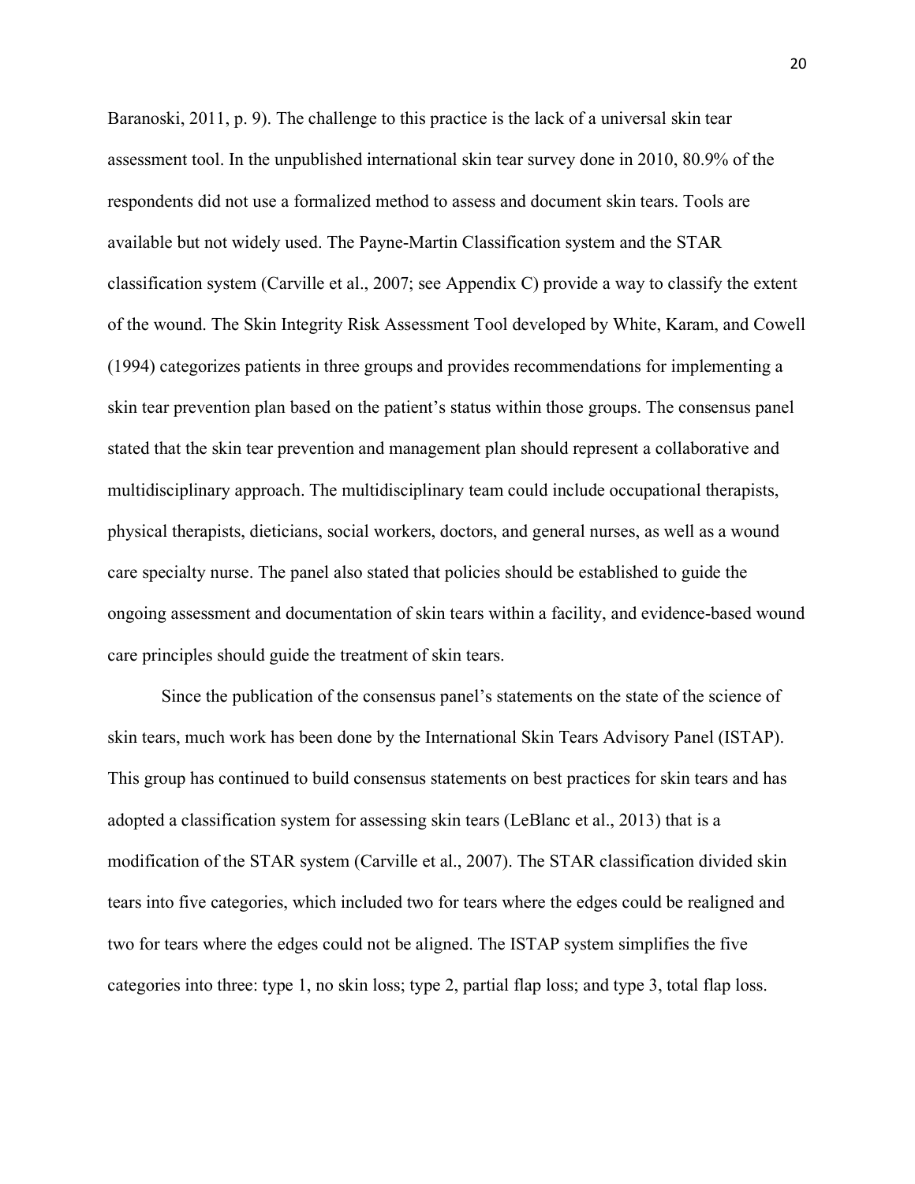Baranoski, 2011, p. 9). The challenge to this practice is the lack of a universal skin tear assessment tool. In the unpublished international skin tear survey done in 2010, 80.9% of the respondents did not use a formalized method to assess and document skin tears. Tools are available but not widely used. The Payne-Martin Classification system and the STAR classification system (Carville et al., 2007; see Appendix C) provide a way to classify the extent of the wound. The Skin Integrity Risk Assessment Tool developed by White, Karam, and Cowell (1994) categorizes patients in three groups and provides recommendations for implementing a skin tear prevention plan based on the patient's status within those groups. The consensus panel stated that the skin tear prevention and management plan should represent a collaborative and multidisciplinary approach. The multidisciplinary team could include occupational therapists, physical therapists, dieticians, social workers, doctors, and general nurses, as well as a wound care specialty nurse. The panel also stated that policies should be established to guide the ongoing assessment and documentation of skin tears within a facility, and evidence-based wound care principles should guide the treatment of skin tears.

Since the publication of the consensus panel's statements on the state of the science of skin tears, much work has been done by the International Skin Tears Advisory Panel (ISTAP). This group has continued to build consensus statements on best practices for skin tears and has adopted a classification system for assessing skin tears (LeBlanc et al., 2013) that is a modification of the STAR system (Carville et al., 2007). The STAR classification divided skin tears into five categories, which included two for tears where the edges could be realigned and two for tears where the edges could not be aligned. The ISTAP system simplifies the five categories into three: type 1, no skin loss; type 2, partial flap loss; and type 3, total flap loss.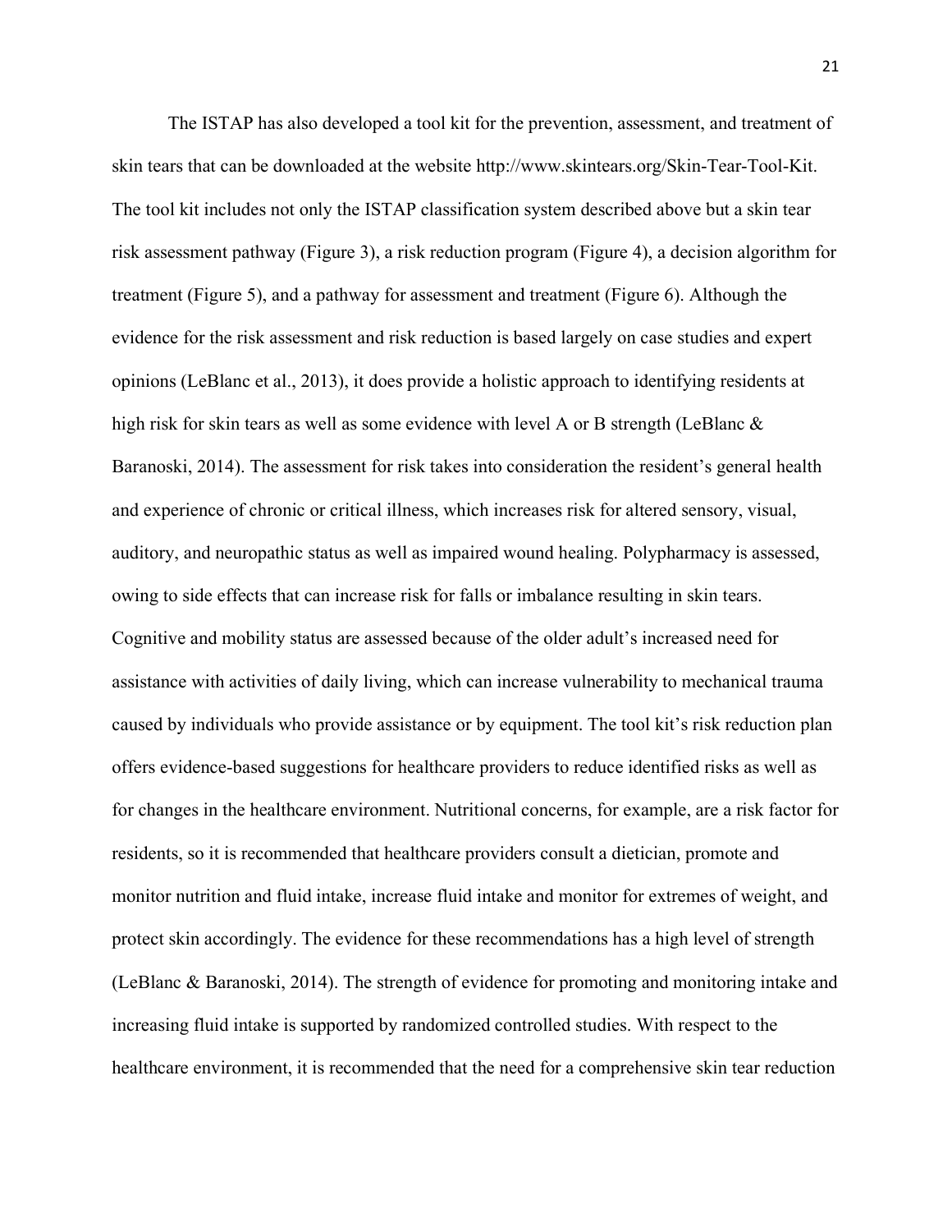The ISTAP has also developed a tool kit for the prevention, assessment, and treatment of skin tears that can be downloaded at the website http://www.skintears.org/Skin-Tear-Tool-Kit. The tool kit includes not only the ISTAP classification system described above but a skin tear risk assessment pathway (Figure 3), a risk reduction program (Figure 4), a decision algorithm for treatment (Figure 5), and a pathway for assessment and treatment (Figure 6). Although the evidence for the risk assessment and risk reduction is based largely on case studies and expert opinions (LeBlanc et al., 2013), it does provide a holistic approach to identifying residents at high risk for skin tears as well as some evidence with level A or B strength (LeBlanc & Baranoski, 2014). The assessment for risk takes into consideration the resident's general health and experience of chronic or critical illness, which increases risk for altered sensory, visual, auditory, and neuropathic status as well as impaired wound healing. Polypharmacy is assessed, owing to side effects that can increase risk for falls or imbalance resulting in skin tears. Cognitive and mobility status are assessed because of the older adult's increased need for assistance with activities of daily living, which can increase vulnerability to mechanical trauma caused by individuals who provide assistance or by equipment. The tool kit's risk reduction plan offers evidence-based suggestions for healthcare providers to reduce identified risks as well as for changes in the healthcare environment. Nutritional concerns, for example, are a risk factor for residents, so it is recommended that healthcare providers consult a dietician, promote and monitor nutrition and fluid intake, increase fluid intake and monitor for extremes of weight, and protect skin accordingly. The evidence for these recommendations has a high level of strength (LeBlanc & Baranoski, 2014). The strength of evidence for promoting and monitoring intake and increasing fluid intake is supported by randomized controlled studies. With respect to the healthcare environment, it is recommended that the need for a comprehensive skin tear reduction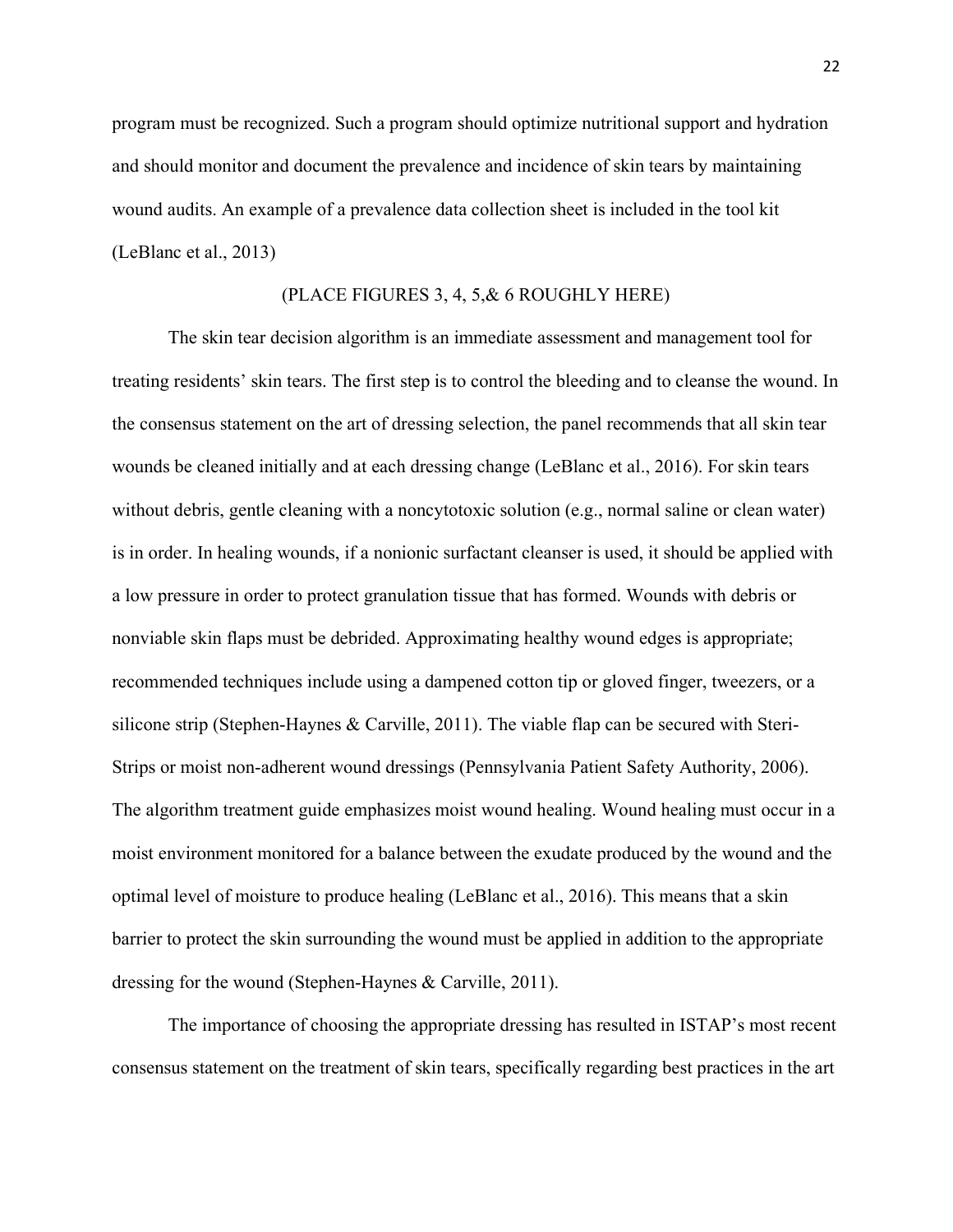program must be recognized. Such a program should optimize nutritional support and hydration and should monitor and document the prevalence and incidence of skin tears by maintaining wound audits. An example of a prevalence data collection sheet is included in the tool kit (LeBlanc et al., 2013)

(PLACE FIGURES 3, 4, 5,& 6 ROUGHLY HERE)

The skin tear decision algorithm is an immediate assessment and management tool for treating residents' skin tears. The first step is to control the bleeding and to cleanse the wound. In the consensus statement on the art of dressing selection, the panel recommends that all skin tear wounds be cleaned initially and at each dressing change (LeBlanc et al., 2016). For skin tears without debris, gentle cleaning with a noncytotoxic solution (e.g., normal saline or clean water) is in order. In healing wounds, if a nonionic surfactant cleanser is used, it should be applied with a low pressure in order to protect granulation tissue that has formed. Wounds with debris or nonviable skin flaps must be debrided. Approximating healthy wound edges is appropriate; recommended techniques include using a dampened cotton tip or gloved finger, tweezers, or a silicone strip (Stephen-Haynes & Carville, 2011). The viable flap can be secured with Steri-Strips or moist non-adherent wound dressings (Pennsylvania Patient Safety Authority, 2006). The algorithm treatment guide emphasizes moist wound healing. Wound healing must occur in a moist environment monitored for a balance between the exudate produced by the wound and the optimal level of moisture to produce healing (LeBlanc et al., 2016). This means that a skin barrier to protect the skin surrounding the wound must be applied in addition to the appropriate dressing for the wound (Stephen-Haynes & Carville, 2011).

The importance of choosing the appropriate dressing has resulted in ISTAP's most recent consensus statement on the treatment of skin tears, specifically regarding best practices in the art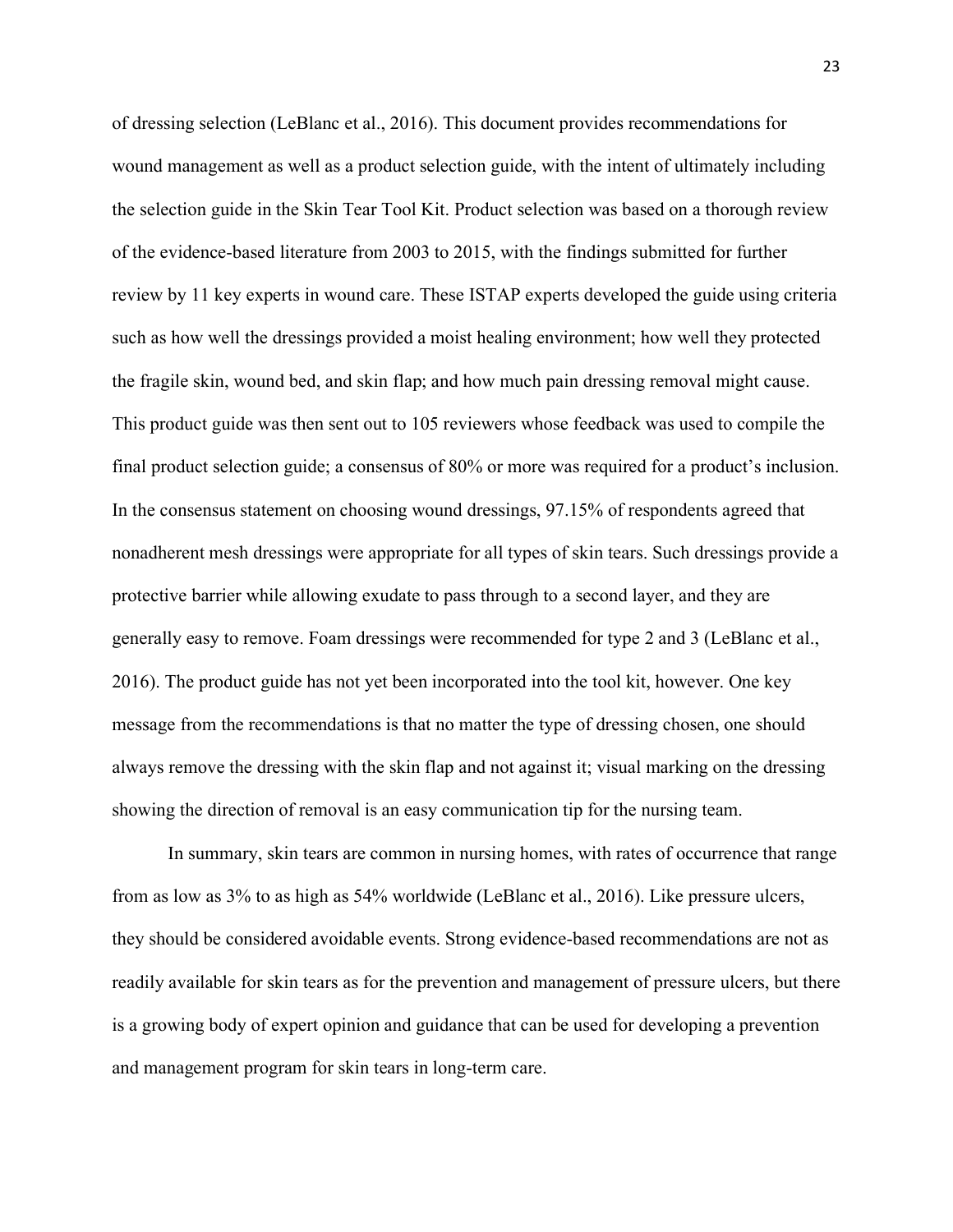of dressing selection (LeBlanc et al., 2016). This document provides recommendations for wound management as well as a product selection guide, with the intent of ultimately including the selection guide in the Skin Tear Tool Kit. Product selection was based on a thorough review of the evidence-based literature from 2003 to 2015, with the findings submitted for further review by 11 key experts in wound care. These ISTAP experts developed the guide using criteria such as how well the dressings provided a moist healing environment; how well they protected the fragile skin, wound bed, and skin flap; and how much pain dressing removal might cause. This product guide was then sent out to 105 reviewers whose feedback was used to compile the final product selection guide; a consensus of 80% or more was required for a product's inclusion. In the consensus statement on choosing wound dressings, 97.15% of respondents agreed that nonadherent mesh dressings were appropriate for all types of skin tears. Such dressings provide a protective barrier while allowing exudate to pass through to a second layer, and they are generally easy to remove. Foam dressings were recommended for type 2 and 3 (LeBlanc et al., 2016). The product guide has not yet been incorporated into the tool kit, however. One key message from the recommendations is that no matter the type of dressing chosen, one should always remove the dressing with the skin flap and not against it; visual marking on the dressing showing the direction of removal is an easy communication tip for the nursing team.

In summary, skin tears are common in nursing homes, with rates of occurrence that range from as low as 3% to as high as 54% worldwide (LeBlanc et al., 2016). Like pressure ulcers, they should be considered avoidable events. Strong evidence-based recommendations are not as readily available for skin tears as for the prevention and management of pressure ulcers, but there is a growing body of expert opinion and guidance that can be used for developing a prevention and management program for skin tears in long-term care.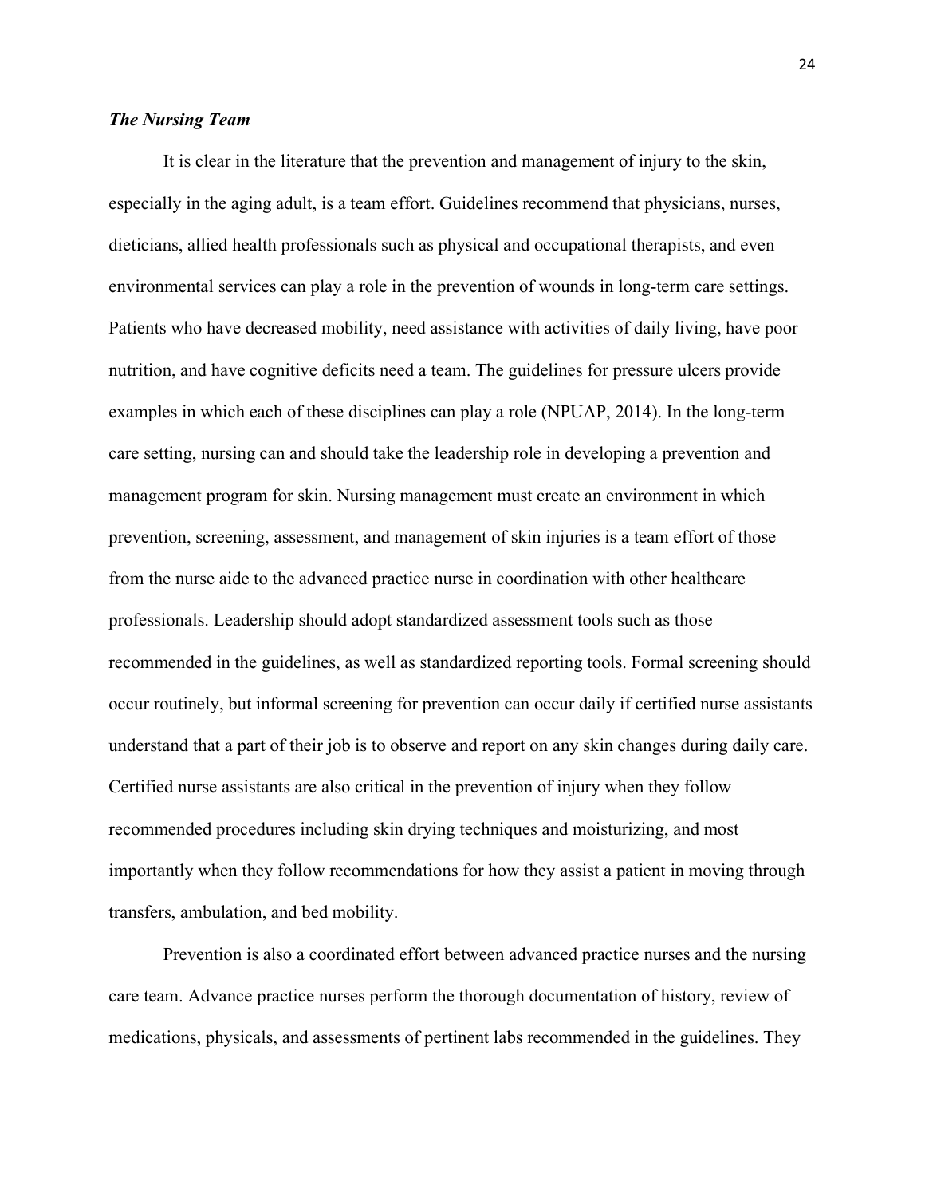### *The Nursing Team*

It is clear in the literature that the prevention and management of injury to the skin, especially in the aging adult, is a team effort. Guidelines recommend that physicians, nurses, dieticians, allied health professionals such as physical and occupational therapists, and even environmental services can play a role in the prevention of wounds in long-term care settings. Patients who have decreased mobility, need assistance with activities of daily living, have poor nutrition, and have cognitive deficits need a team. The guidelines for pressure ulcers provide examples in which each of these disciplines can play a role (NPUAP, 2014). In the long-term care setting, nursing can and should take the leadership role in developing a prevention and management program for skin. Nursing management must create an environment in which prevention, screening, assessment, and management of skin injuries is a team effort of those from the nurse aide to the advanced practice nurse in coordination with other healthcare professionals. Leadership should adopt standardized assessment tools such as those recommended in the guidelines, as well as standardized reporting tools. Formal screening should occur routinely, but informal screening for prevention can occur daily if certified nurse assistants understand that a part of their job is to observe and report on any skin changes during daily care. Certified nurse assistants are also critical in the prevention of injury when they follow recommended procedures including skin drying techniques and moisturizing, and most importantly when they follow recommendations for how they assist a patient in moving through transfers, ambulation, and bed mobility.

Prevention is also a coordinated effort between advanced practice nurses and the nursing care team. Advance practice nurses perform the thorough documentation of history, review of medications, physicals, and assessments of pertinent labs recommended in the guidelines. They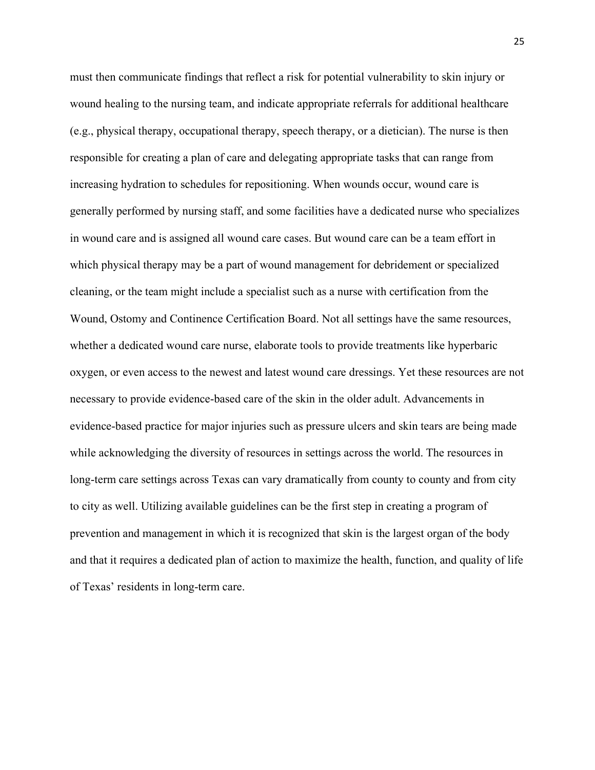must then communicate findings that reflect a risk for potential vulnerability to skin injury or wound healing to the nursing team, and indicate appropriate referrals for additional healthcare (e.g., physical therapy, occupational therapy, speech therapy, or a dietician). The nurse is then responsible for creating a plan of care and delegating appropriate tasks that can range from increasing hydration to schedules for repositioning. When wounds occur, wound care is generally performed by nursing staff, and some facilities have a dedicated nurse who specializes in wound care and is assigned all wound care cases. But wound care can be a team effort in which physical therapy may be a part of wound management for debridement or specialized cleaning, or the team might include a specialist such as a nurse with certification from the Wound, Ostomy and Continence Certification Board. Not all settings have the same resources, whether a dedicated wound care nurse, elaborate tools to provide treatments like hyperbaric oxygen, or even access to the newest and latest wound care dressings. Yet these resources are not necessary to provide evidence-based care of the skin in the older adult. Advancements in evidence-based practice for major injuries such as pressure ulcers and skin tears are being made while acknowledging the diversity of resources in settings across the world. The resources in long-term care settings across Texas can vary dramatically from county to county and from city to city as well. Utilizing available guidelines can be the first step in creating a program of prevention and management in which it is recognized that skin is the largest organ of the body and that it requires a dedicated plan of action to maximize the health, function, and quality of life of Texas' residents in long-term care.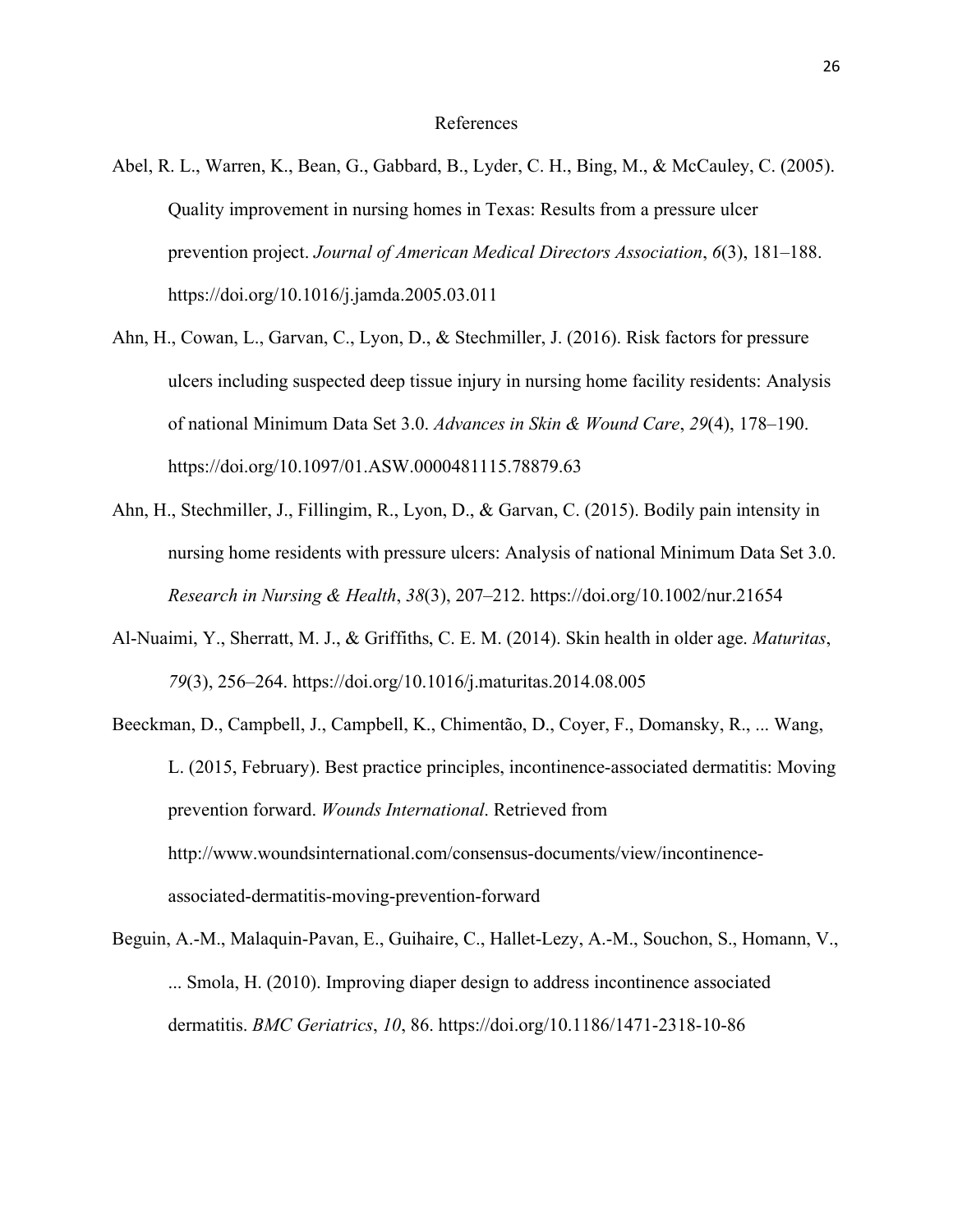# References

Abel, R. L., Warren, K., Bean, G., Gabbard, B., Lyder, C. H., Bing, M., & McCauley, C. (2005). Quality improvement in nursing homes in Texas: Results from a pressure ulcer prevention project. *Journal of American Medical Directors Association*, *6*(3), 181–188. https://doi.org/10.1016/j.jamda.2005.03.011

Ahn, H., Cowan, L., Garvan, C., Lyon, D., & Stechmiller, J. (2016). Risk factors for pressure ulcers including suspected deep tissue injury in nursing home facility residents: Analysis of national Minimum Data Set 3.0. *Advances in Skin & Wound Care*, *29*(4), 178–190. https://doi.org/10.1097/01.ASW.0000481115.78879.63

Ahn, H., Stechmiller, J., Fillingim, R., Lyon, D., & Garvan, C. (2015). Bodily pain intensity in nursing home residents with pressure ulcers: Analysis of national Minimum Data Set 3.0. *Research in Nursing & Health*, *38*(3), 207–212. https://doi.org/10.1002/nur.21654

Al-Nuaimi, Y., Sherratt, M. J., & Griffiths, C. E. M. (2014). Skin health in older age. *Maturitas*, *79*(3), 256–264. https://doi.org/10.1016/j.maturitas.2014.08.005

Beeckman, D., Campbell, J., Campbell, K., Chimentão, D., Coyer, F., Domansky, R., ... Wang, L. (2015, February). Best practice principles, incontinence-associated dermatitis: Moving prevention forward. *Wounds International*. Retrieved from http://www.woundsinternational.com/consensus-documents/view/incontinence-associated-dermatitis-moving-prevention-forward

Beguin, A.-M., Malaquin-Pavan, E., Guihaire, C., Hallet-Lezy, A.-M., Souchon, S., Homann, V., ... Smola, H. (2010). Improving diaper design to address incontinence associated dermatitis. *BMC Geriatrics*, *10*, 86. https://doi.org/10.1186/1471-2318-10-86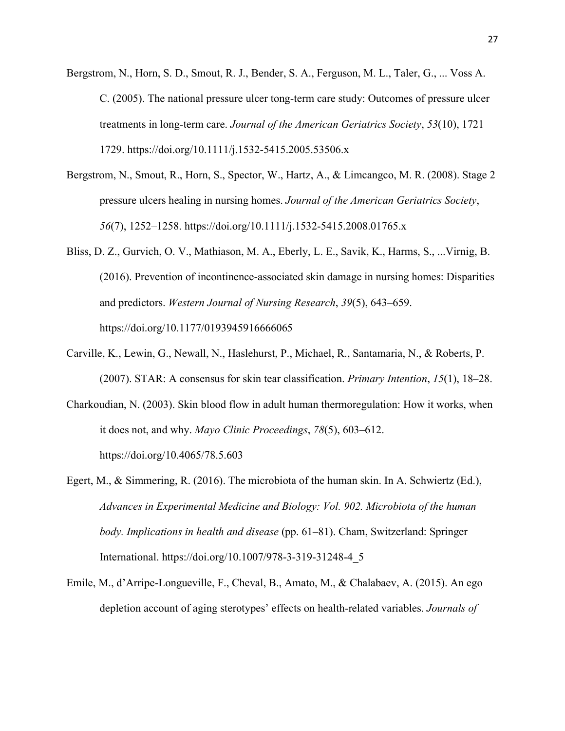Bergstrom, N., Horn, S. D., Smout, R. J., Bender, S. A., Ferguson, M. L., Taler, G., ... Voss A. C. (2005). The national pressure ulcer tong-term care study: Outcomes of pressure ulcer treatments in long-term care. *Journal of the American Geriatrics Society*, *53*(10), 1721–1729. https://doi.org/10.1111/j.1532-5415.2005.53506.x

Bergstrom, N., Smout, R., Horn, S., Spector, W., Hartz, A., & Limcangco, M. R. (2008). Stage 2 pressure ulcers healing in nursing homes. *Journal of the American Geriatrics Society*, *56*(7), 1252–1258. https://doi.org/10.1111/j.1532-5415.2008.01765.x

Bliss, D. Z., Gurvich, O. V., Mathiason, M. A., Eberly, L. E., Savik, K., Harms, S., ...Virnig, B. (2016). Prevention of incontinence-associated skin damage in nursing homes: Disparities and predictors. *Western Journal of Nursing Research*, *39*(5), 643–659. https://doi.org/10.1177/0193945916666065

Carville, K., Lewin, G., Newall, N., Haslehurst, P., Michael, R., Santamaria, N., & Roberts, P. (2007). STAR: A consensus for skin tear classification. *Primary Intention*, *15*(1), 18–28.

Charkoudian, N. (2003). Skin blood flow in adult human thermoregulation: How it works, when it does not, and why. *Mayo Clinic Proceedings*, *78*(5), 603–612. https://doi.org/10.4065/78.5.603

Egert, M., & Simmering, R. (2016). The microbiota of the human skin. In A. Schwiertz (Ed.), *Advances in Experimental Medicine and Biology: Vol. 902. Microbiota of the human body. Implications in health and disease* (pp. 61–81). Cham, Switzerland: Springer International. https://doi.org/10.1007/978-3-319-31248-4_5

Emile, M., d'Arripe-Longueville, F., Cheval, B., Amato, M., & Chalabaev, A. (2015). An ego depletion account of aging sterotypes' effects on health-related variables. *Journals of*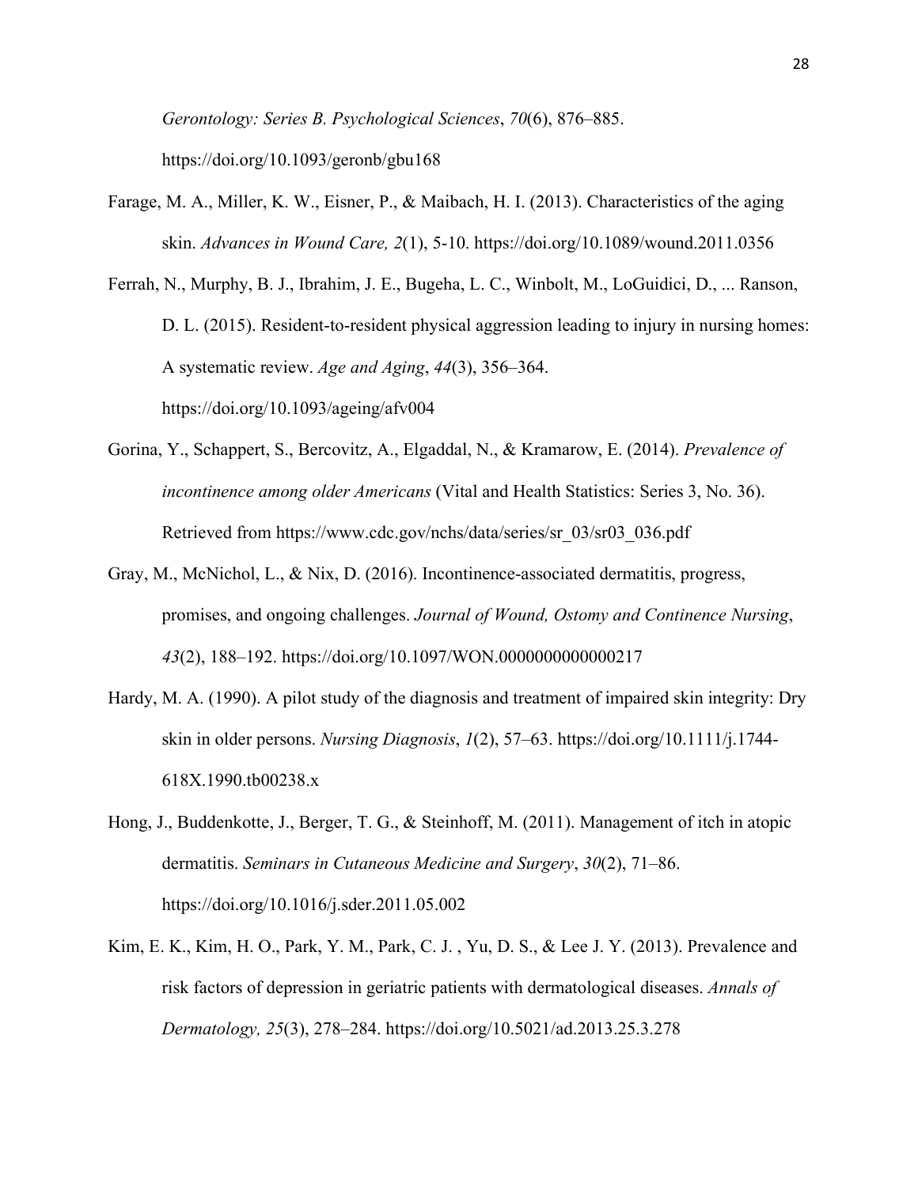*Gerontology: Series B. Psychological Sciences*, *70*(6), 876–885. https://doi.org/10.1093/geronb/gbu168

Farage, M. A., Miller, K. W., Eisner, P., & Maibach, H. I. (2013). Characteristics of the aging skin. *Advances in Wound Care, 2*(1), 5-10. https://doi.org/10.1089/wound.2011.0356

Ferrah, N., Murphy, B. J., Ibrahim, J. E., Bugeha, L. C., Winbolt, M., LoGuidici, D., ... Ranson, D. L. (2015). Resident-to-resident physical aggression leading to injury in nursing homes: A systematic review. *Age and Aging*, *44*(3), 356–364. https://doi.org/10.1093/ageing/afv004

Gorina, Y., Schappert, S., Bercovitz, A., Elgaddal, N., & Kramarow, E. (2014). *Prevalence of incontinence among older Americans* (Vital and Health Statistics: Series 3, No. 36). Retrieved from https://www.cdc.gov/nchs/data/series/sr_03/sr03_036.pdf

Gray, M., McNichol, L., & Nix, D. (2016). Incontinence-associated dermatitis, progress, promises, and ongoing challenges. *Journal of Wound, Ostomy and Continence Nursing*, *43*(2), 188–192. https://doi.org/10.1097/WON.0000000000000217

Hardy, M. A. (1990). A pilot study of the diagnosis and treatment of impaired skin integrity: Dry skin in older persons. *Nursing Diagnosis*, *1*(2), 57–63. https://doi.org/10.1111/j.1744-618X.1990.tb00238.x

Hong, J., Buddenkotte, J., Berger, T. G., & Steinhoff, M. (2011). Management of itch in atopic dermatitis. *Seminars in Cutaneous Medicine and Surgery*, *30*(2), 71–86. https://doi.org/10.1016/j.sder.2011.05.002

Kim, E. K., Kim, H. O., Park, Y. M., Park, C. J. , Yu, D. S., & Lee J. Y. (2013). Prevalence and risk factors of depression in geriatric patients with dermatological diseases. *Annals of Dermatology, 25*(3), 278–284. https://doi.org/10.5021/ad.2013.25.3.278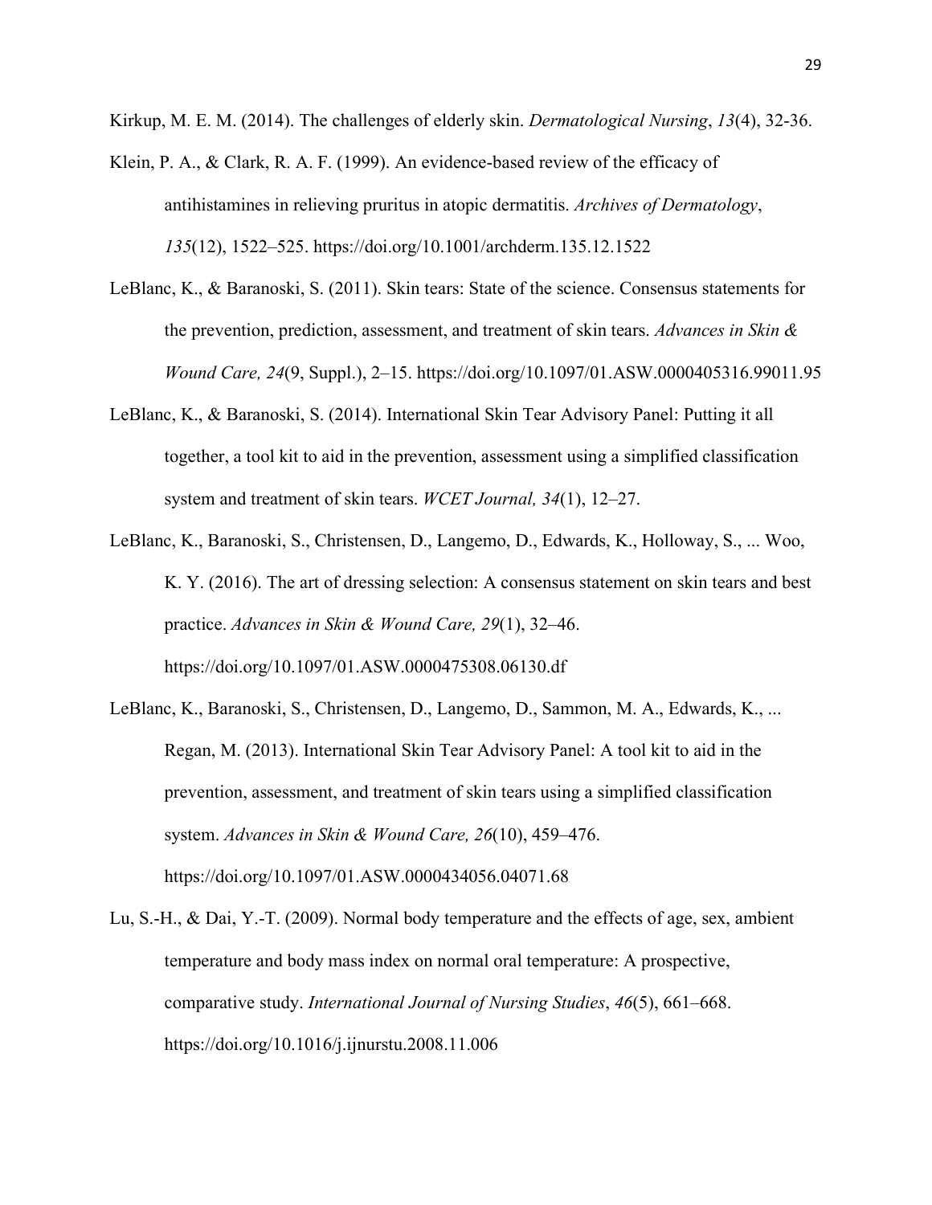Kirkup, M. E. M. (2014). The challenges of elderly skin. *Dermatological Nursing*, *13*(4), 32-36.

Klein, P. A., & Clark, R. A. F. (1999). An evidence-based review of the efficacy of antihistamines in relieving pruritus in atopic dermatitis. *Archives of Dermatology*, *135*(12), 1522–525. https://doi.org/10.1001/archderm.135.12.1522

LeBlanc, K., & Baranoski, S. (2011). Skin tears: State of the science. Consensus statements for the prevention, prediction, assessment, and treatment of skin tears. *Advances in Skin & Wound Care, 24*(9, Suppl.), 2–15. https://doi.org/10.1097/01.ASW.0000405316.99011.95

LeBlanc, K., & Baranoski, S. (2014). International Skin Tear Advisory Panel: Putting it all together, a tool kit to aid in the prevention, assessment using a simplified classification system and treatment of skin tears. *WCET Journal, 34*(1), 12–27.

LeBlanc, K., Baranoski, S., Christensen, D., Langemo, D., Edwards, K., Holloway, S., ... Woo, K. Y. (2016). The art of dressing selection: A consensus statement on skin tears and best practice. *Advances in Skin & Wound Care, 29*(1), 32–46. https://doi.org/10.1097/01.ASW.0000475308.06130.df

LeBlanc, K., Baranoski, S., Christensen, D., Langemo, D., Sammon, M. A., Edwards, K., ... Regan, M. (2013). International Skin Tear Advisory Panel: A tool kit to aid in the prevention, assessment, and treatment of skin tears using a simplified classification system. *Advances in Skin & Wound Care, 26*(10), 459–476. https://doi.org/10.1097/01.ASW.0000434056.04071.68

Lu, S.-H., & Dai, Y.-T. (2009). Normal body temperature and the effects of age, sex, ambient temperature and body mass index on normal oral temperature: A prospective, comparative study. *International Journal of Nursing Studies*, *46*(5), 661–668. https://doi.org/10.1016/j.ijnurstu.2008.11.006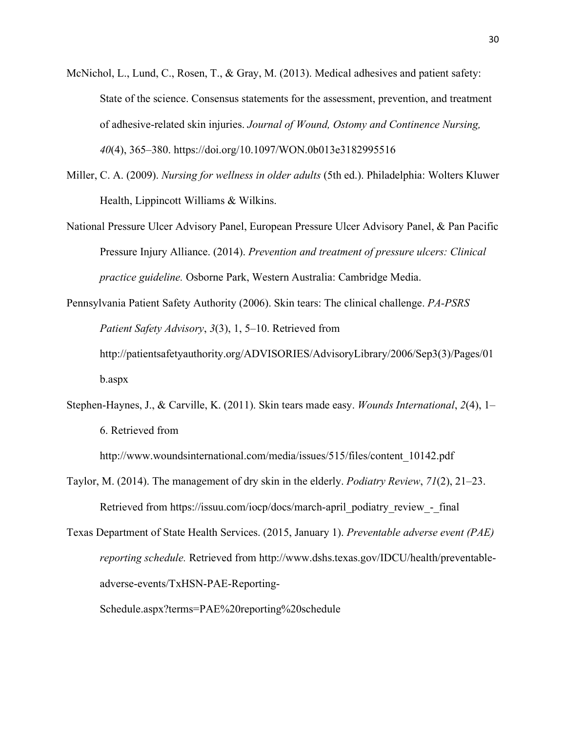McNichol, L., Lund, C., Rosen, T., & Gray, M. (2013). Medical adhesives and patient safety: State of the science. Consensus statements for the assessment, prevention, and treatment of adhesive-related skin injuries. *Journal of Wound, Ostomy and Continence Nursing, 40*(4), 365–380. https://doi.org/10.1097/WON.0b013e3182995516

Miller, C. A. (2009). *Nursing for wellness in older adults* (5th ed.). Philadelphia: Wolters Kluwer Health, Lippincott Williams & Wilkins.

National Pressure Ulcer Advisory Panel, European Pressure Ulcer Advisory Panel, & Pan Pacific Pressure Injury Alliance. (2014). *Prevention and treatment of pressure ulcers: Clinical practice guideline.* Osborne Park, Western Australia: Cambridge Media.

Pennsylvania Patient Safety Authority (2006). Skin tears: The clinical challenge. *PA-PSRS Patient Safety Advisory*, *3*(3), 1, 5–10. Retrieved from http://patientsafetyauthority.org/ADVISORIES/AdvisoryLibrary/2006/Sep3(3)/Pages/01b.aspx

Stephen-Haynes, J., & Carville, K. (2011). Skin tears made easy. *Wounds International*, *2*(4), 1–6. Retrieved from http://www.woundsinternational.com/media/issues/515/files/content_10142.pdf

Taylor, M. (2014). The management of dry skin in the elderly. *Podiatry Review*, *71*(2), 21–23. Retrieved from https://issuu.com/iocp/docs/march-april_podiatry_review_-_final

Texas Department of State Health Services. (2015, January 1). *Preventable adverse event (PAE) reporting schedule.* Retrieved from http://www.dshs.texas.gov/IDCU/health/preventable-adverse-events/TxHSN-PAE-Reporting-Schedule.aspx?terms=PAE%20reporting%20schedule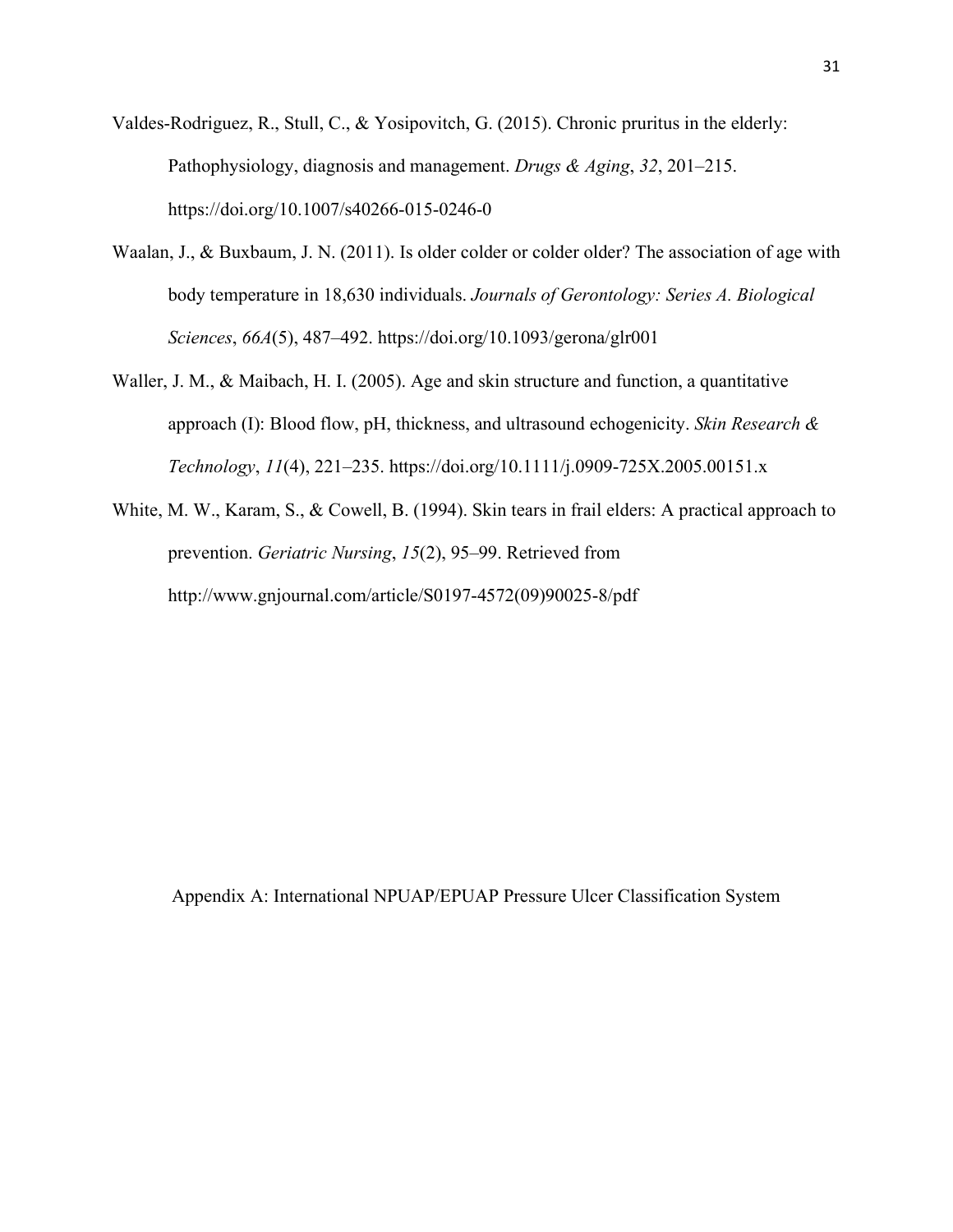Valdes-Rodriguez, R., Stull, C., & Yosipovitch, G. (2015). Chronic pruritus in the elderly: Pathophysiology, diagnosis and management. *Drugs & Aging*, *32*, 201–215. https://doi.org/10.1007/s40266-015-0246-0

Waalan, J., & Buxbaum, J. N. (2011). Is older colder or colder older? The association of age with body temperature in 18,630 individuals. *Journals of Gerontology: Series A. Biological Sciences*, *66A*(5), 487–492. https://doi.org/10.1093/gerona/glr001

Waller, J. M., & Maibach, H. I. (2005). Age and skin structure and function, a quantitative approach (I): Blood flow, pH, thickness, and ultrasound echogenicity. *Skin Research & Technology*, *11*(4), 221–235. https://doi.org/10.1111/j.0909-725X.2005.00151.x

White, M. W., Karam, S., & Cowell, B. (1994). Skin tears in frail elders: A practical approach to prevention. *Geriatric Nursing*, *15*(2), 95–99. Retrieved from http://www.gnjournal.com/article/S0197-4572(09)90025-8/pdf

## Appendix A: International NPUAP/EPUAP Pressure Ulcer Classification System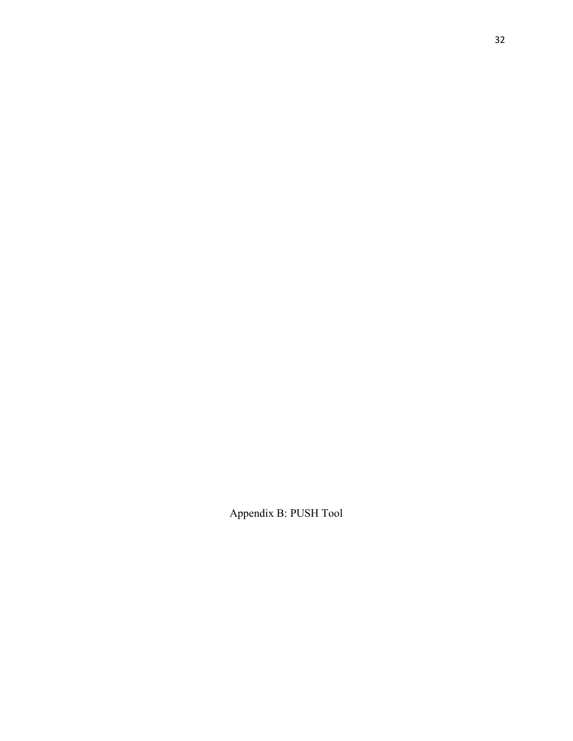Appendix B: PUSH Tool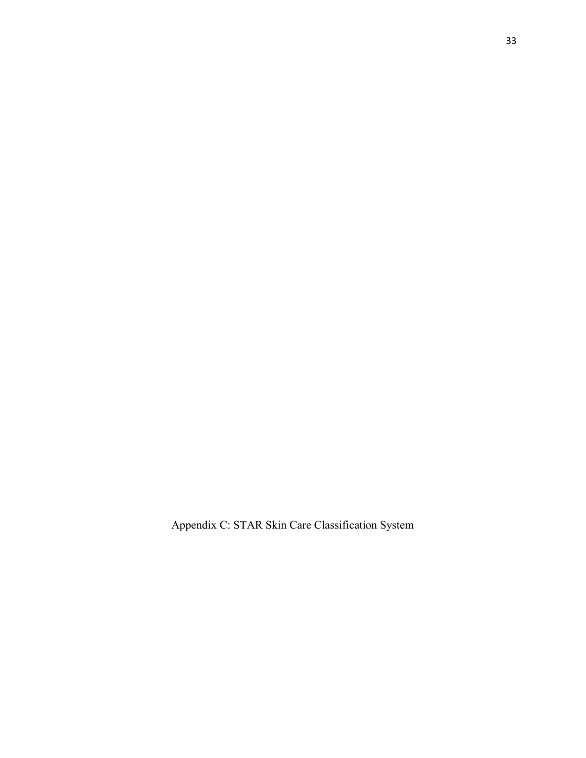Appendix C: STAR Skin Care Classification System